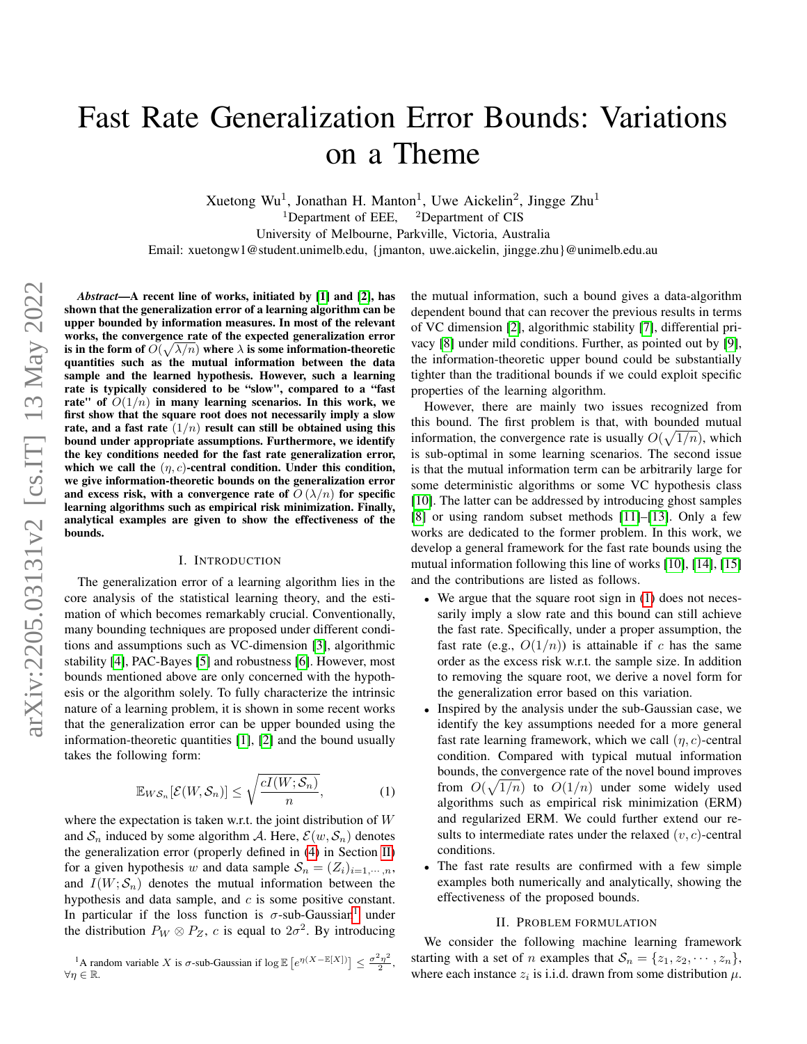# Fast Rate Generalization Error Bounds: Variations on a Theme

Xuetong Wu[1], Jonathan H. Manton[1], Uwe Aickelin[2], Jingge Zhu[1]

[1]Department of EEE, [2]Department of CIS

University of Melbourne, Parkville, Victoria, Australia

Email: xuetongw1@student.unimelb.edu, {jmanton, uwe.aickelin, jingge.zhu}@unimelb.edu.au

***Abstract*—A recent line of works, initiated by [1] and [2], has shown that the generalization error of a learning algorithm can be upper bounded by information measures. In most of the relevant works, the convergence rate of the expected generalization error is in the form of $O(\sqrt{\lambda/n})$ where $\lambda$ is some information-theoretic quantities such as the mutual information between the data sample and the learned hypothesis. However, such a learning rate is typically considered to be "slow", compared to a "fast rate" of $O(1/n)$ in many learning scenarios. In this work, we first show that the square root does not necessarily imply a slow rate, and a fast rate $(1/n)$ result can still be obtained using this bound under appropriate assumptions. Furthermore, we identify the key conditions needed for the fast rate generalization error, which we call the $(\eta, c)$-central condition. Under this condition, we give information-theoretic bounds on the generalization error and excess risk, with a convergence rate of $O(\lambda/n)$ for specific learning algorithms such as empirical risk minimization. Finally, analytical examples are given to show the effectiveness of the bounds.**

## I. Introduction

The generalization error of a learning algorithm lies in the core analysis of the statistical learning theory, and the estimation of which becomes remarkably crucial. Conventionally, many bounding techniques are proposed under different conditions and assumptions such as VC-dimension [3], algorithmic stability [4], PAC-Bayes [5] and robustness [6]. However, most bounds mentioned above are only concerned with the hypothesis or the algorithm solely. To fully characterize the intrinsic nature of a learning problem, it is shown in some recent works that the generalization error can be upper bounded using the information-theoretic quantities [1], [2] and the bound usually takes the following form:

$$\mathbb{E}_{W\mathcal{S}_n}[\mathcal{E}(W, \mathcal{S}_n)] \leq \sqrt{\frac{cI(W;\mathcal{S}_n)}{n}}, \tag{1}$$

where the expectation is taken w.r.t. the joint distribution of $W$ and $\mathcal{S}_n$ induced by some algorithm $\mathcal{A}$. Here, $\mathcal{E}(w, \mathcal{S}_n)$ denotes the generalization error (properly defined in (4) in Section II) for a given hypothesis $w$ and data sample $\mathcal{S}_n = (Z_i)_{i=1,\cdots,n}$, and $I(W;\mathcal{S}_n)$ denotes the mutual information between the hypothesis and data sample, and $c$ is some positive constant. In particular if the loss function is $\sigma$-sub-Gaussian[1] under the distribution $P_W \otimes P_Z$, $c$ is equal to $2\sigma^2$. By introducing the mutual information, such a bound gives a data-algorithm dependent bound that can recover the previous results in terms of VC dimension [2], algorithmic stability [7], differential privacy [8] under mild conditions. Further, as pointed out by [9], the information-theoretic upper bound could be substantially tighter than the traditional bounds if we could exploit specific properties of the learning algorithm.

However, there are mainly two issues recognized from this bound. The first problem is that, with bounded mutual information, the convergence rate is usually $O(\sqrt{1/n})$, which is sub-optimal in some learning scenarios. The second issue is that the mutual information term can be arbitrarily large for some deterministic algorithms or some VC hypothesis class [10]. The latter can be addressed by introducing ghost samples [8] or using random subset methods [11]–[13]. Only a few works are dedicated to the former problem. In this work, we develop a general framework for the fast rate bounds using the mutual information following this line of works [10], [14], [15] and the contributions are listed as follows.

- We argue that the square root sign in (1) does not necessarily imply a slow rate and this bound can still achieve the fast rate. Specifically, under a proper assumption, the fast rate (e.g., $O(1/n)$) is attainable if $c$ has the same order as the excess risk w.r.t. the sample size. In addition to removing the square root, we derive a novel form for the generalization error based on this variation.
- Inspired by the analysis under the sub-Gaussian case, we identify the key assumptions needed for a more general fast rate learning framework, which we call $(\eta, c)$-central condition. Compared with typical mutual information bounds, the convergence rate of the novel bound improves from $O(\sqrt{1/n})$ to $O(1/n)$ under some widely used algorithms such as empirical risk minimization (ERM) and regularized ERM. We could further extend our results to intermediate rates under the relaxed $(v, c)$-central conditions.
- The fast rate results are confirmed with a few simple examples both numerically and analytically, showing the effectiveness of the proposed bounds.

## II. Problem Formulation

We consider the following machine learning framework starting with a set of $n$ examples that $\mathcal{S}_n = \{z_1, z_2, \cdots, z_n\}$, where each instance $z_i$ is i.i.d. drawn from some distribution $\mu$.

[1]A random variable $X$ is $\sigma$-sub-Gaussian if $\log \mathbb{E}\left[e^{\eta(X-\mathbb{E}[X])}\right] \leq \frac{\sigma^2\eta^2}{2}$, $\forall \eta \in \mathbb{R}$.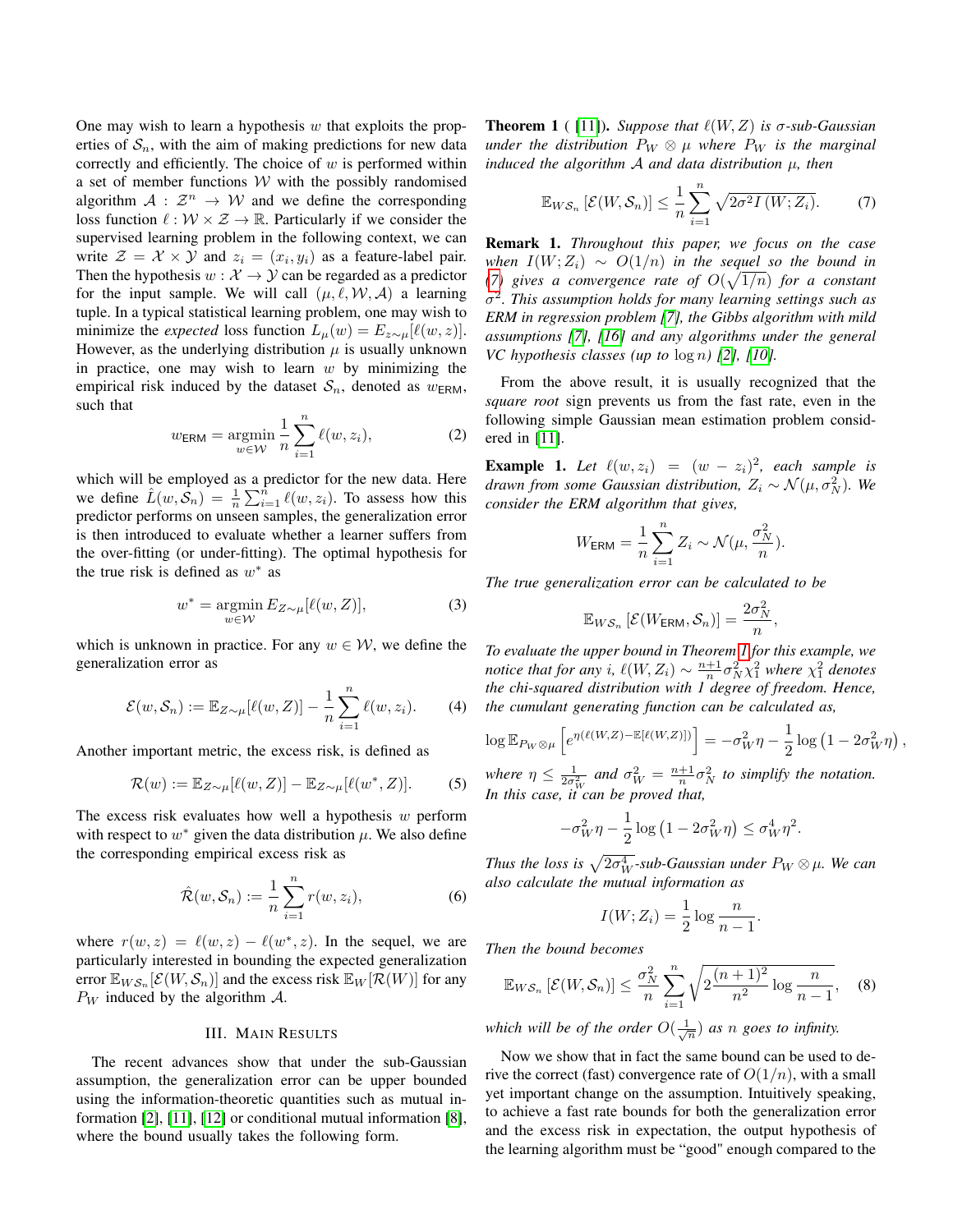One may wish to learn a hypothesis $w$ that exploits the properties of $\mathcal{S}_n$, with the aim of making predictions for new data correctly and efficiently. The choice of $w$ is performed within a set of member functions $\mathcal{W}$ with the possibly randomised algorithm $\mathcal{A} : \mathcal{Z}^n \to \mathcal{W}$ and we define the corresponding loss function $\ell : \mathcal{W} \times \mathcal{Z} \to \mathbb{R}$. Particularly if we consider the supervised learning problem in the following context, we can write $\mathcal{Z} = \mathcal{X} \times \mathcal{Y}$ and $z_i = (x_i, y_i)$ as a feature-label pair. Then the hypothesis $w : \mathcal{X} \to \mathcal{Y}$ can be regarded as a predictor for the input sample. We will call $(\mu, \ell, \mathcal{W}, \mathcal{A})$ a learning tuple. In a typical statistical learning problem, one may wish to minimize the *expected* loss function $L_\mu(w) = E_{z\sim\mu}[\ell(w, z)]$. However, as the underlying distribution $\mu$ is usually unknown in practice, one may wish to learn $w$ by minimizing the empirical risk induced by the dataset $\mathcal{S}_n$, denoted as $w_{\mathsf{ERM}}$, such that

$$w_{\mathsf{ERM}} = \operatorname*{argmin}_{w\in\mathcal{W}} \frac{1}{n}\sum_{i=1}^{n} \ell(w, z_i), \tag{2}$$

which will be employed as a predictor for the new data. Here we define $\hat{L}(w, \mathcal{S}_n) = \frac{1}{n}\sum_{i=1}^{n} \ell(w, z_i)$. To assess how this predictor performs on unseen samples, the generalization error is then introduced to evaluate whether a learner suffers from the over-fitting (or under-fitting). The optimal hypothesis for the true risk is defined as $w^*$ as

$$w^* = \operatorname*{argmin}_{w\in\mathcal{W}} E_{Z\sim\mu}[\ell(w, Z)], \tag{3}$$

which is unknown in practice. For any $w \in \mathcal{W}$, we define the generalization error as

$$\mathcal{E}(w, \mathcal{S}_n) := \mathbb{E}_{Z\sim\mu}[\ell(w, Z)] - \frac{1}{n}\sum_{i=1}^{n} \ell(w, z_i). \tag{4}$$

Another important metric, the excess risk, is defined as

$$\mathcal{R}(w) := \mathbb{E}_{Z\sim\mu}[\ell(w, Z)] - \mathbb{E}_{Z\sim\mu}[\ell(w^*, Z)]. \tag{5}$$

The excess risk evaluates how well a hypothesis $w$ perform with respect to $w^*$ given the data distribution $\mu$. We also define the corresponding empirical excess risk as

$$\hat{\mathcal{R}}(w, \mathcal{S}_n) := \frac{1}{n}\sum_{i=1}^{n} r(w, z_i), \tag{6}$$

where $r(w, z) = \ell(w, z) - \ell(w^*, z)$. In the sequel, we are particularly interested in bounding the expected generalization error $\mathbb{E}_{W\mathcal{S}_n}[\mathcal{E}(W, \mathcal{S}_n)]$ and the excess risk $\mathbb{E}_W[\mathcal{R}(W)]$ for any $P_W$ induced by the algorithm $\mathcal{A}$.

## III. Main Results

The recent advances show that under the sub-Gaussian assumption, the generalization error can be upper bounded using the information-theoretic quantities such as mutual information [2], [11], [12] or conditional mutual information [8], where the bound usually takes the following form.

**Theorem 1** ( [11]). *Suppose that $\ell(W, Z)$ is $\sigma$-sub-Gaussian under the distribution $P_W \otimes \mu$ where $P_W$ is the marginal induced the algorithm $\mathcal{A}$ and data distribution $\mu$, then*

$$\mathbb{E}_{W\mathcal{S}_n}[\mathcal{E}(W, \mathcal{S}_n)] \le \frac{1}{n}\sum_{i=1}^{n} \sqrt{2\sigma^2 I(W; Z_i)}. \tag{7}$$

**Remark 1.** *Throughout this paper, we focus on the case when $I(W; Z_i) \sim O(1/n)$ in the sequel so the bound in (7) gives a convergence rate of $O(\sqrt{1/n})$ for a constant $\sigma^2$. This assumption holds for many learning settings such as ERM in regression problem [7], the Gibbs algorithm with mild assumptions [7], [16] and any algorithms under the general VC hypothesis classes (up to $\log n$) [2], [10].*

From the above result, it is usually recognized that the *square root* sign prevents us from the fast rate, even in the following simple Gaussian mean estimation problem considered in [11].

**Example 1.** *Let $\ell(w, z_i) = (w - z_i)^2$, each sample is drawn from some Gaussian distribution, $Z_i \sim \mathcal{N}(\mu, \sigma_N^2)$. We consider the ERM algorithm that gives,*

$$W_{\mathsf{ERM}} = \frac{1}{n}\sum_{i=1}^{n} Z_i \sim \mathcal{N}(\mu, \frac{\sigma_N^2}{n}).$$

*The true generalization error can be calculated to be*

$$\mathbb{E}_{W\mathcal{S}_n}[\mathcal{E}(W_{\mathsf{ERM}}, \mathcal{S}_n)] = \frac{2\sigma_N^2}{n},$$

*To evaluate the upper bound in Theorem 1 for this example, we notice that for any $i$, $\ell(W, Z_i) \sim \frac{n+1}{n}\sigma_N^2\chi_1^2$ where $\chi_1^2$ denotes the chi-squared distribution with 1 degree of freedom. Hence, the cumulant generating function can be calculated as,*

$$\log \mathbb{E}_{P_W\otimes\mu}\left[e^{\eta(\ell(W,Z)-\mathbb{E}[\ell(W,Z)])}\right] = -\sigma_W^2\eta - \frac{1}{2}\log\left(1 - 2\sigma_W^2\eta\right),$$

*where $\eta \le \frac{1}{2\sigma_W^2}$ and $\sigma_W^2 = \frac{n+1}{n}\sigma_N^2$ to simplify the notation. In this case, it can be proved that,*

$$-\sigma_W^2\eta - \frac{1}{2}\log\left(1 - 2\sigma_W^2\eta\right) \le \sigma_W^4\eta^2.$$

*Thus the loss is $\sqrt{2\sigma_W^4}$-sub-Gaussian under $P_W \otimes \mu$. We can also calculate the mutual information as*

$$I(W; Z_i) = \frac{1}{2}\log\frac{n}{n-1}.$$

*Then the bound becomes*

$$\mathbb{E}_{W\mathcal{S}_n}[\mathcal{E}(W, \mathcal{S}_n)] \le \frac{\sigma_N^2}{n}\sum_{i=1}^{n}\sqrt{2\frac{(n+1)^2}{n^2}\log\frac{n}{n-1}}, \tag{8}$$

*which will be of the order $O(\frac{1}{\sqrt{n}})$ as $n$ goes to infinity.*

Now we show that in fact the same bound can be used to derive the correct (fast) convergence rate of $O(1/n)$, with a small yet important change on the assumption. Intuitively speaking, to achieve a fast rate bounds for both the generalization error and the excess risk in expectation, the output hypothesis of the learning algorithm must be "good" enough compared to the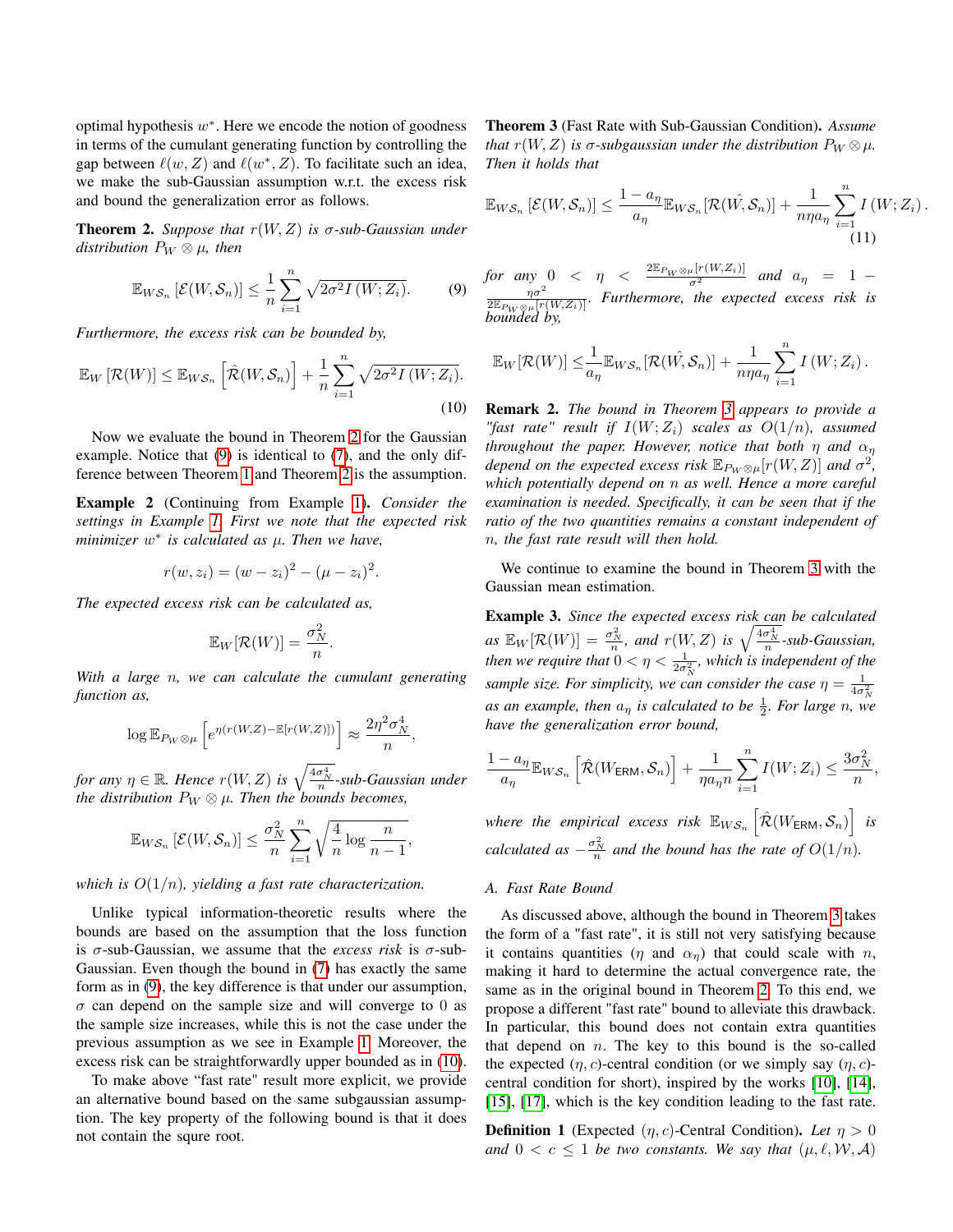optimal hypothesis $w^*$. Here we encode the notion of goodness in terms of the cumulant generating function by controlling the gap between $\ell(w, Z)$ and $\ell(w^*, Z)$. To facilitate such an idea, we make the sub-Gaussian assumption w.r.t. the excess risk and bound the generalization error as follows.

**Theorem 2.** *Suppose that $r(W, Z)$ is $\sigma$-sub-Gaussian under distribution $P_W \otimes \mu$, then*

$$\mathbb{E}_{W\mathcal{S}_n}\left[\mathcal{E}(W, \mathcal{S}_n)\right] \leq \frac{1}{n}\sum_{i=1}^{n}\sqrt{2\sigma^2 I\left(W; Z_i\right)}. \tag{9}$$

*Furthermore, the excess risk can be bounded by,*

$$\mathbb{E}_W\left[\mathcal{R}(W)\right] \leq \mathbb{E}_{W\mathcal{S}_n}\left[\hat{\mathcal{R}}(W, \mathcal{S}_n)\right] + \frac{1}{n}\sum_{i=1}^{n}\sqrt{2\sigma^2 I\left(W; Z_i\right)}. \tag{10}$$

Now we evaluate the bound in Theorem 2 for the Gaussian example. Notice that (9) is identical to (7), and the only difference between Theorem 1 and Theorem 2 is the assumption.

**Example 2** (Continuing from Example 1)**.** *Consider the settings in Example 1. First we note that the expected risk minimizer $w^*$ is calculated as $\mu$. Then we have,*

$$r(w, z_i) = (w - z_i)^2 - (\mu - z_i)^2.$$

*The expected excess risk can be calculated as,*

$$\mathbb{E}_W[\mathcal{R}(W)] = \frac{\sigma_N^2}{n}.$$

*With a large $n$, we can calculate the cumulant generating function as,*

$$\log \mathbb{E}_{P_W\otimes\mu}\left[e^{\eta(r(W,Z)-\mathbb{E}[r(W,Z)])}\right] \approx \frac{2\eta^2\sigma_N^4}{n},$$

*for any $\eta \in \mathbb{R}$. Hence $r(W, Z)$ is $\sqrt{\frac{4\sigma_N^4}{n}}$-sub-Gaussian under the distribution $P_W \otimes \mu$. Then the bounds becomes,*

$$\mathbb{E}_{W\mathcal{S}_n}\left[\mathcal{E}(W, \mathcal{S}_n)\right] \leq \frac{\sigma_N^2}{n}\sum_{i=1}^{n}\sqrt{\frac{4}{n}\log\frac{n}{n-1}},$$

*which is $O(1/n)$, yielding a fast rate characterization.*

Unlike typical information-theoretic results where the bounds are based on the assumption that the loss function is $\sigma$-sub-Gaussian, we assume that the *excess risk* is $\sigma$-sub-Gaussian. Even though the bound in (7) has exactly the same form as in (9), the key difference is that under our assumption, $\sigma$ can depend on the sample size and will converge to 0 as the sample size increases, while this is not the case under the previous assumption as we see in Example 1. Moreover, the excess risk can be straightforwardly upper bounded as in (10).

To make above "fast rate" result more explicit, we provide an alternative bound based on the same subgaussian assumption. The key property of the following bound is that it does not contain the squre root.

**Theorem 3** (Fast Rate with Sub-Gaussian Condition)**.** *Assume that $r(W, Z)$ is $\sigma$-subgaussian under the distribution $P_W \otimes \mu$. Then it holds that*

$$\mathbb{E}_{W\mathcal{S}_n}\left[\mathcal{E}(W, \mathcal{S}_n)\right] \leq \frac{1 - a_\eta}{a_\eta}\mathbb{E}_{W\mathcal{S}_n}[\mathcal{R}(\hat{W}, \mathcal{S}_n)] + \frac{1}{n\eta a_\eta}\sum_{i=1}^{n} I\left(W; Z_i\right). \tag{11}$$

*for any $0 < \eta < \frac{2\mathbb{E}_{P_W\otimes\mu}[r(W,Z_i)]}{\sigma^2}$ and $a_\eta = 1 - \frac{\eta\sigma^2}{2\mathbb{E}_{P_W\otimes\mu}[r(W,Z_i)]}$. Furthermore, the expected excess risk is bounded by,*

$$\mathbb{E}_W[\mathcal{R}(W)] \leq \frac{1}{a_\eta}\mathbb{E}_{W\mathcal{S}_n}[\mathcal{R}(\hat{W}, \mathcal{S}_n)] + \frac{1}{n\eta a_\eta}\sum_{i=1}^{n} I\left(W; Z_i\right).$$

**Remark 2.** *The bound in Theorem 3 appears to provide a "fast rate" result if $I(W; Z_i)$ scales as $O(1/n)$, assumed throughout the paper. However, notice that both $\eta$ and $\alpha_\eta$ depend on the expected excess risk $\mathbb{E}_{P_W\otimes\mu}[r(W, Z)]$ and $\sigma^2$, which potentially depend on $n$ as well. Hence a more careful examination is needed. Specifically, it can be seen that if the ratio of the two quantities remains a constant independent of $n$, the fast rate result will then hold.*

We continue to examine the bound in Theorem 3 with the Gaussian mean estimation.

**Example 3.** *Since the expected excess risk can be calculated as $\mathbb{E}_W[\mathcal{R}(W)] = \frac{\sigma_N^2}{n}$, and $r(W, Z)$ is $\sqrt{\frac{4\sigma_N^4}{n}}$-sub-Gaussian, then we require that $0 < \eta < \frac{1}{2\sigma_N^2}$, which is independent of the sample size. For simplicity, we can consider the case $\eta = \frac{1}{4\sigma_N^2}$ as an example, then $a_\eta$ is calculated to be $\frac{1}{2}$. For large $n$, we have the generalization error bound,*

$$\frac{1 - a_\eta}{a_\eta}\mathbb{E}_{W\mathcal{S}_n}\left[\hat{\mathcal{R}}(W_{\mathsf{ERM}}, \mathcal{S}_n)\right] + \frac{1}{\eta a_\eta n}\sum_{i=1}^{n} I(W; Z_i) \leq \frac{3\sigma_N^2}{n},$$

*where the empirical excess risk $\mathbb{E}_{W\mathcal{S}_n}\left[\hat{\mathcal{R}}(W_{\mathsf{ERM}}, \mathcal{S}_n)\right]$ is calculated as $-\frac{\sigma_N^2}{n}$ and the bound has the rate of $O(1/n)$.*

### A. Fast Rate Bound

As discussed above, although the bound in Theorem 3 takes the form of a "fast rate", it is still not very satisfying because it contains quantities ($\eta$ and $\alpha_\eta$) that could scale with $n$, making it hard to determine the actual convergence rate, the same as in the original bound in Theorem 2. To this end, we propose a different "fast rate" bound to alleviate this drawback. In particular, this bound does not contain extra quantities that depend on $n$. The key to this bound is the so-called the expected $(\eta, c)$-central condition (or we simply say $(\eta, c)$-central condition for short), inspired by the works [10], [14], [15], [17], which is the key condition leading to the fast rate.

**Definition 1** (Expected $(\eta, c)$-Central Condition)**.** *Let $\eta > 0$ and $0 < c \leq 1$ be two constants. We say that $(\mu, \ell, \mathcal{W}, \mathcal{A})$*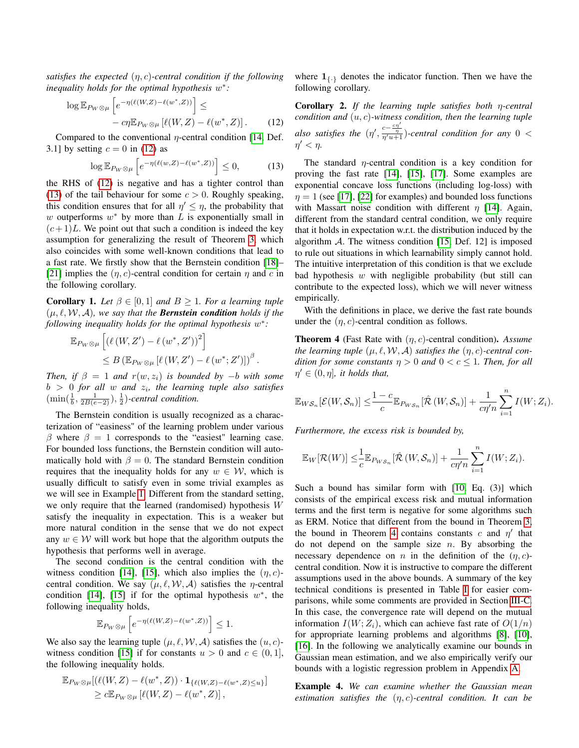*satisfies the expected $(\eta, c)$-central condition if the following inequality holds for the optimal hypothesis $w^*$:*

$$\log \mathbb{E}_{P_W \otimes \mu}\left[e^{-\eta(\ell(W,Z)-\ell(w^*,Z))}\right] \leq -c\eta \mathbb{E}_{P_W \otimes \mu}\left[\ell(W,Z) - \ell(w^*,Z)\right]. \quad (12)$$

Compared to the conventional $\eta$-central condition [14, Def. 3.1] by setting $c = 0$ in (12) as

$$\log \mathbb{E}_{P_W \otimes \mu}\left[e^{-\eta(\ell(w,Z)-\ell(w^*,Z))}\right] \leq 0, \quad (13)$$

the RHS of (12) is negative and has a tighter control than (13) of the tail behaviour for some $c > 0$. Roughly speaking, this condition ensures that for all $\eta' \leq \eta$, the probability that $w$ outperforms $w^*$ by more than $L$ is exponentially small in $(c+1)L$. We point out that such a condition is indeed the key assumption for generalizing the result of Theorem 3, which also coincides with some well-known conditions that lead to a fast rate. We firstly show that the Bernstein condition [18]–[21] implies the $(\eta, c)$-central condition for certain $\eta$ and $c$ in the following corollary.

**Corollary 1.** *Let $\beta \in [0,1]$ and $B \geq 1$. For a learning tuple $(\mu, \ell, \mathcal{W}, \mathcal{A})$, we say that the **Bernstein condition** holds if the following inequality holds for the optimal hypothesis $w^*$:*

$$\mathbb{E}_{P_W \otimes \mu}\left[\left(\ell(W,Z') - \ell(w^*,Z')\right)^2\right] \leq B\left(\mathbb{E}_{P_W \otimes \mu}\left[\ell(W,Z') - \ell(w^*;Z')\right]\right)^\beta.$$

*Then, if $\beta = 1$ and $r(w, z_i)$ is bounded by $-b$ with some $b > 0$ for all $w$ and $z_i$, the learning tuple also satisfies $(\min(\frac{1}{b}, \frac{1}{2B(e-2)}), \frac{1}{2})$-central condition.*

The Bernstein condition is usually recognized as a characterization of "easiness" of the learning problem under various $\beta$ where $\beta = 1$ corresponds to the "easiest" learning case. For bounded loss functions, the Bernstein condition will automatically hold with $\beta = 0$. The standard Bernstein condition requires that the inequality holds for any $w \in \mathcal{W}$, which is usually difficult to satisfy even in some trivial examples as we will see in Example 1. Different from the standard setting, we only require that the learned (randomised) hypothesis $W$ satisfy the inequality in expectation. This is a weaker but more natural condition in the sense that we do not expect any $w \in \mathcal{W}$ will work but hope that the algorithm outputs the hypothesis that performs well in average.

The second condition is the central condition with the witness condition [14], [15], which also implies the $(\eta, c)$-central condition. We say $(\mu, \ell, \mathcal{W}, \mathcal{A})$ satisfies the $\eta$-central condition [14], [15] if for the optimal hypothesis $w^*$, the following inequality holds,

$$\mathbb{E}_{P_W \otimes \mu}\left[e^{-\eta(\ell(W,Z)-\ell(w^*,Z))}\right] \leq 1.$$

We also say the learning tuple $(\mu, \ell, \mathcal{W}, \mathcal{A})$ satisfies the $(u, c)$-witness condition [15] if for constants $u > 0$ and $c \in (0, 1]$, the following inequality holds.

$$\mathbb{E}_{P_W \otimes \mu}[(\ell(W,Z) - \ell(w^*,Z)) \cdot \mathbf{1}_{\{\ell(W,Z)-\ell(w^*,Z) \leq u\}}] \geq c\mathbb{E}_{P_W \otimes \mu}\left[\ell(W,Z) - \ell(w^*,Z)\right],$$

where $\mathbf{1}_{\{\cdot\}}$ denotes the indicator function. Then we have the following corollary.

**Corollary 2.** *If the learning tuple satisfies both $\eta$-central condition and $(u, c)$-witness condition, then the learning tuple also satisfies the $(\eta', \frac{c - \frac{c\eta'}{\eta}}{\eta' u + 1})$-central condition for any $0 < \eta' < \eta$.*

The standard $\eta$-central condition is a key condition for proving the fast rate [14], [15], [17]. Some examples are exponential concave loss functions (including log-loss) with $\eta = 1$ (see [17], [22] for examples) and bounded loss functions with Massart noise condition with different $\eta$ [14]. Again, different from the standard central condition, we only require that it holds in expectation w.r.t. the distribution induced by the algorithm $\mathcal{A}$. The witness condition [15, Def. 12] is imposed to rule out situations in which learnability simply cannot hold. The intuitive interpretation of this condition is that we exclude bad hypothesis $w$ with negligible probability (but still can contribute to the expected loss), which we will never witness empirically.

With the definitions in place, we derive the fast rate bounds under the $(\eta, c)$-central condition as follows.

**Theorem 4** (Fast Rate with $(\eta, c)$-central condition)**.** *Assume the learning tuple $(\mu, \ell, \mathcal{W}, \mathcal{A})$ satisfies the $(\eta, c)$-central condition for some constants $\eta > 0$ and $0 < c \leq 1$. Then, for all $\eta' \in (0, \eta]$, it holds that,*

$$\mathbb{E}_{W\mathcal{S}_n}[\mathcal{E}(W, \mathcal{S}_n)] \leq \frac{1-c}{c}\mathbb{E}_{P_{W\mathcal{S}_n}}[\hat{\mathcal{R}}(W, \mathcal{S}_n)] + \frac{1}{c\eta' n}\sum_{i=1}^{n} I(W; Z_i).$$

*Furthermore, the excess risk is bounded by,*

$$\mathbb{E}_W[\mathcal{R}(W)] \leq \frac{1}{c}\mathbb{E}_{P_{W\mathcal{S}_n}}[\hat{\mathcal{R}}(W, \mathcal{S}_n)] + \frac{1}{c\eta' n}\sum_{i=1}^{n} I(W; Z_i).$$

Such a bound has similar form with [10, Eq. (3)] which consists of the empirical excess risk and mutual information terms and the first term is negative for some algorithms such as ERM. Notice that different from the bound in Theorem 3, the bound in Theorem 4 contains constants $c$ and $\eta'$ that do not depend on the sample size $n$. By absorbing the necessary dependence on $n$ in the definition of the $(\eta, c)$-central condition. Now it is instructive to compare the different assumptions used in the above bounds. A summary of the key technical conditions is presented in Table I for easier comparisons, while some comments are provided in Section III-C. In this case, the convergence rate will depend on the mutual information $I(W; Z_i)$, which can achieve fast rate of $O(1/n)$ for appropriate learning problems and algorithms [8], [10], [16]. In the following we analytically examine our bounds in Gaussian mean estimation, and we also empirically verify our bounds with a logistic regression problem in Appendix A.

**Example 4.** *We can examine whether the Gaussian mean estimation satisfies the $(\eta, c)$-central condition. It can be*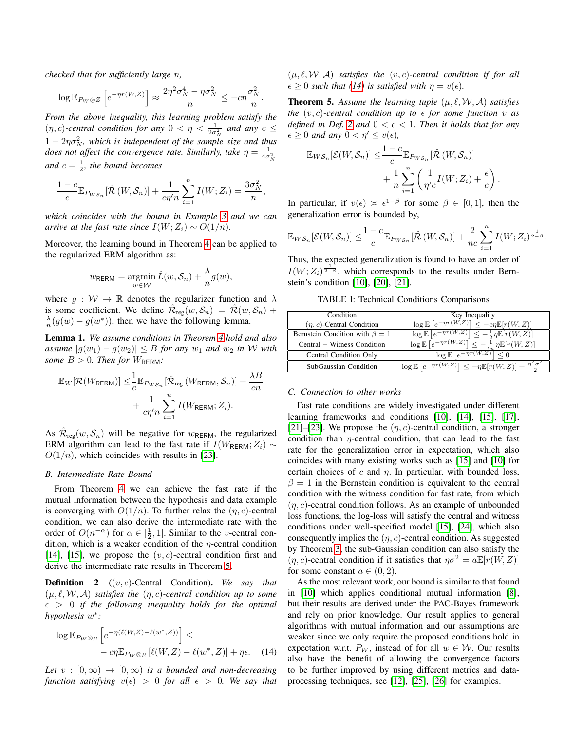*checked that for sufficiently large $n$,*

$$\log \mathbb{E}_{P_W \otimes Z}\left[e^{-\eta r(W,Z)}\right] \approx \frac{2\eta^2\sigma_N^4 - \eta\sigma_N^2}{n} \leq -c\eta\frac{\sigma_N^2}{n}.$$

*From the above inequality, this learning problem satisfy the $(\eta, c)$-central condition for any $0 < \eta < \frac{1}{2\sigma_N^2}$ and any $c \leq 1 - 2\eta\sigma_N^2$, which is independent of the sample size and thus does not affect the convergence rate. Similarly, take $\eta = \frac{1}{4\sigma_N^2}$ and $c = \frac{1}{2}$, the bound becomes*

$$\frac{1-c}{c}\mathbb{E}_{P_{W\mathcal{S}_n}}[\hat{\mathcal{R}}\left(W, \mathcal{S}_n\right)] + \frac{1}{c\eta' n}\sum_{i=1}^{n} I(W; Z_i) = \frac{3\sigma_N^2}{n},$$

*which coincides with the bound in Example 3 and we can arrive at the fast rate since $I(W; Z_i) \sim O(1/n)$.*

Moreover, the learning bound in Theorem 4 can be applied to the regularized ERM algorithm as:

$$w_{\mathsf{RERM}} = \operatorname*{argmin}_{w\in\mathcal{W}} \hat{L}(w, \mathcal{S}_n) + \frac{\lambda}{n}g(w),$$

where $g : \mathcal{W} \to \mathbb{R}$ denotes the regularizer function and $\lambda$ is some coefficient. We define $\hat{\mathcal{R}}_{\text{reg}}(w, \mathcal{S}_n) = \hat{\mathcal{R}}(w, \mathcal{S}_n) + \frac{\lambda}{n}(g(w) - g(w^*))$, then we have the following lemma.

**Lemma 1.** *We assume conditions in Theorem 4 hold and also assume $|g(w_1) - g(w_2)| \leq B$ for any $w_1$ and $w_2$ in $\mathcal{W}$ with some $B > 0$. Then for $W_{\mathsf{RERM}}$:*

$$\mathbb{E}_W[\mathcal{R}(W_{\mathsf{RERM}})] \leq \frac{1}{c}\mathbb{E}_{P_{W\mathcal{S}_n}}[\hat{\mathcal{R}}_{\text{reg}}\left(W_{\mathsf{RERM}}, \mathcal{S}_n\right)] + \frac{\lambda B}{cn} + \frac{1}{c\eta' n}\sum_{i=1}^{n} I(W_{\mathsf{RERM}}; Z_i).$$

As $\hat{\mathcal{R}}_{\text{reg}}(w, \mathcal{S}_n)$ will be negative for $w_{\mathsf{RERM}}$, the regularized ERM algorithm can lead to the fast rate if $I(W_{\mathsf{RERM}}; Z_i) \sim O(1/n)$, which coincides with results in [23].

### *B. Intermediate Rate Bound*

From Theorem 4 we can achieve the fast rate if the mutual information between the hypothesis and data example is converging with $O(1/n)$. To further relax the $(\eta, c)$-central condition, we can also derive the intermediate rate with the order of $O(n^{-\alpha})$ for $\alpha \in [\frac{1}{2}, 1]$. Similar to the $v$-central condition, which is a weaker condition of the $\eta$-central condition [14], [15], we propose the $(v, c)$-central condition first and derive the intermediate rate results in Theorem 5.

**Definition 2** (*$(v, c)$-Central Condition*)**.** *We say that $(\mu, \ell, \mathcal{W}, \mathcal{A})$ satisfies the $(\eta, c)$-central condition up to some $\epsilon > 0$ if the following inequality holds for the optimal hypothesis $w^*$:*

$$\log \mathbb{E}_{P_W\otimes\mu}\left[e^{-\eta(\ell(W,Z)-\ell(w^*,Z))}\right] \leq -c\eta\mathbb{E}_{P_W\otimes\mu}\left[\ell(W,Z) - \ell(w^*,Z)\right] + \eta\epsilon. \quad (14)$$

*Let $v : [0, \infty) \to [0, \infty)$ is a bounded and non-decreasing function satisfying $v(\epsilon) > 0$ for all $\epsilon > 0$. We say that $(\mu, \ell, \mathcal{W}, \mathcal{A})$ satisfies the $(v, c)$-central condition if for all $\epsilon \geq 0$ such that (14) is satisfied with $\eta = v(\epsilon)$.*

**Theorem 5.** *Assume the learning tuple $(\mu, \ell, \mathcal{W}, \mathcal{A})$ satisfies the $(v, c)$-central condition up to $\epsilon$ for some function $v$ as defined in Def. 2 and $0 < c < 1$. Then it holds that for any $\epsilon \geq 0$ and any $0 < \eta' \leq v(\epsilon)$,*

$$\mathbb{E}_{W\mathcal{S}_n}[\mathcal{E}(W, \mathcal{S}_n)] \leq \frac{1-c}{c}\mathbb{E}_{P_{W\mathcal{S}_n}}[\hat{\mathcal{R}}\left(W, \mathcal{S}_n\right)] + \frac{1}{n}\sum_{i=1}^{n}\left(\frac{1}{\eta' c}I(W; Z_i) + \frac{\epsilon}{c}\right).$$

In particular, if $v(\epsilon) \asymp \epsilon^{1-\beta}$ for some $\beta \in [0, 1]$, then the generalization error is bounded by,

$$\mathbb{E}_{W\mathcal{S}_n}[\mathcal{E}(W, \mathcal{S}_n)] \leq \frac{1-c}{c}\mathbb{E}_{P_{W\mathcal{S}_n}}[\hat{\mathcal{R}}\left(W, \mathcal{S}_n\right)] + \frac{2}{nc}\sum_{i=1}^{n} I(W; Z_i)^{\frac{1}{2-\beta}}.$$

Thus, the expected generalization is found to have an order of $I(W; Z_i)^{\frac{1}{2-\beta}}$, which corresponds to the results under Bernstein's condition [10], [20], [21].

TABLE I: Technical Conditions Comparisons

| Condition | Key Inequality |
|---|---|
| $(\eta, c)$-Central Condition | $\log \mathbb{E}\left[e^{-\eta r(W,Z)}\right] \leq -c\eta\mathbb{E}[r(W,Z)]$ |
| Bernstein Condition with $\beta = 1$ | $\log \mathbb{E}\left[e^{-\eta r(W,Z)}\right] \leq -\frac{1}{2}\eta\mathbb{E}[r(W,Z)]$ |
| Central + Witness Condition | $\log \mathbb{E}\left[e^{-\eta r(W,Z)}\right] \leq -\frac{1}{c_u}\eta\mathbb{E}[r(W,Z)]$ |
| Central Condition Only | $\log \mathbb{E}\left[e^{-\eta r(W,Z)}\right] \leq 0$ |
| SubGaussian Condition | $\log \mathbb{E}\left[e^{-\eta r(W,Z)}\right] \leq -\eta\mathbb{E}[r(W,Z)] + \frac{\eta^2\sigma^2}{2}$ |

### *C. Connection to other works*

Fast rate conditions are widely investigated under different learning frameworks and conditions [10], [14], [15], [17], [21]–[23]. We propose the $(\eta, c)$-central condition, a stronger condition than $\eta$-central condition, that can lead to the fast rate for the generalization error in expectation, which also coincides with many existing works such as [15] and [10] for certain choices of $c$ and $\eta$. In particular, with bounded loss, $\beta = 1$ in the Bernstein condition is equivalent to the central condition with the witness condition for fast rate, from which $(\eta, c)$-central condition follows. As an example of unbounded loss functions, the log-loss will satisfy the central and witness conditions under well-specified model [15], [24], which also consequently implies the $(\eta, c)$-central condition. As suggested by Theorem 3, the sub-Gaussian condition can also satisfy the $(\eta, c)$-central condition if it satisfies that $\eta\sigma^2 = a\mathbb{E}[r(W,Z)]$ for some constant $a \in (0, 2)$.

As the most relevant work, our bound is similar to that found in [10] which applies conditional mutual information [8], but their results are derived under the PAC-Bayes framework and rely on prior knowledge. Our result applies to general algorithms with mutual information and our assumptions are weaker since we only require the proposed conditions hold in expectation w.r.t. $P_W$, instead of for all $w \in \mathcal{W}$. Our results also have the benefit of allowing the convergence factors to be further improved by using different metrics and data-processing techniques, see [12], [25], [26] for examples.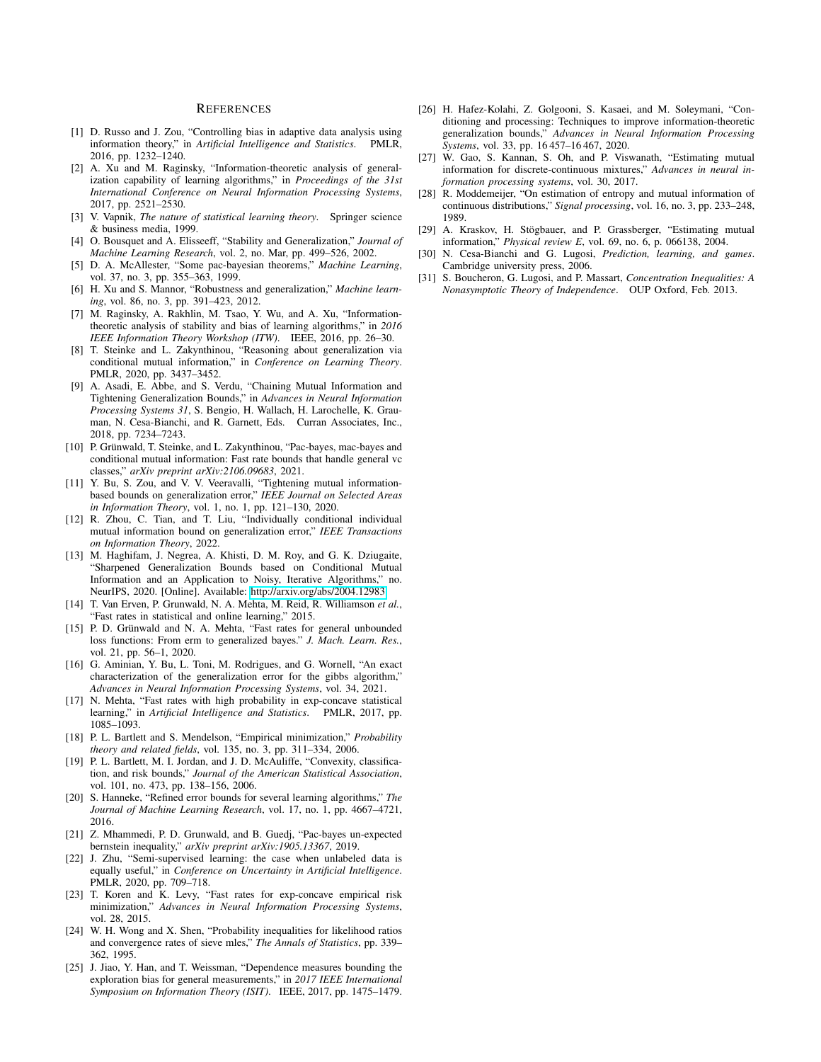## References

[1] D. Russo and J. Zou, "Controlling bias in adaptive data analysis using information theory," in *Artificial Intelligence and Statistics*. PMLR, 2016, pp. 1232–1240.

[2] A. Xu and M. Raginsky, "Information-theoretic analysis of generalization capability of learning algorithms," in *Proceedings of the 31st International Conference on Neural Information Processing Systems*, 2017, pp. 2521–2530.

[3] V. Vapnik, *The nature of statistical learning theory*. Springer science & business media, 1999.

[4] O. Bousquet and A. Elisseeff, "Stability and Generalization," *Journal of Machine Learning Research*, vol. 2, no. Mar, pp. 499–526, 2002.

[5] D. A. McAllester, "Some pac-bayesian theorems," *Machine Learning*, vol. 37, no. 3, pp. 355–363, 1999.

[6] H. Xu and S. Mannor, "Robustness and generalization," *Machine learning*, vol. 86, no. 3, pp. 391–423, 2012.

[7] M. Raginsky, A. Rakhlin, M. Tsao, Y. Wu, and A. Xu, "Information-theoretic analysis of stability and bias of learning algorithms," in *2016 IEEE Information Theory Workshop (ITW)*. IEEE, 2016, pp. 26–30.

[8] T. Steinke and L. Zakynthinou, "Reasoning about generalization via conditional mutual information," in *Conference on Learning Theory*. PMLR, 2020, pp. 3437–3452.

[9] A. Asadi, E. Abbe, and S. Verdu, "Chaining Mutual Information and Tightening Generalization Bounds," in *Advances in Neural Information Processing Systems 31*, S. Bengio, H. Wallach, H. Larochelle, K. Grauman, N. Cesa-Bianchi, and R. Garnett, Eds. Curran Associates, Inc., 2018, pp. 7234–7243.

[10] P. Grünwald, T. Steinke, and L. Zakynthinou, "Pac-bayes, mac-bayes and conditional mutual information: Fast rate bounds that handle general vc classes," *arXiv preprint arXiv:2106.09683*, 2021.

[11] Y. Bu, S. Zou, and V. V. Veeravalli, "Tightening mutual information-based bounds on generalization error," *IEEE Journal on Selected Areas in Information Theory*, vol. 1, no. 1, pp. 121–130, 2020.

[12] R. Zhou, C. Tian, and T. Liu, "Individually conditional individual mutual information bound on generalization error," *IEEE Transactions on Information Theory*, 2022.

[13] M. Haghifam, J. Negrea, A. Khisti, D. M. Roy, and G. K. Dziugaite, "Sharpened Generalization Bounds based on Conditional Mutual Information and an Application to Noisy, Iterative Algorithms," no. NeurIPS, 2020. [Online]. Available: http://arxiv.org/abs/2004.12983

[14] T. Van Erven, P. Grunwald, N. A. Mehta, M. Reid, R. Williamson *et al.*, "Fast rates in statistical and online learning," 2015.

[15] P. D. Grünwald and N. A. Mehta, "Fast rates for general unbounded loss functions: From erm to generalized bayes." *J. Mach. Learn. Res.*, vol. 21, pp. 56–1, 2020.

[16] G. Aminian, Y. Bu, L. Toni, M. Rodrigues, and G. Wornell, "An exact characterization of the generalization error for the gibbs algorithm," *Advances in Neural Information Processing Systems*, vol. 34, 2021.

[17] N. Mehta, "Fast rates with high probability in exp-concave statistical learning," in *Artificial Intelligence and Statistics*. PMLR, 2017, pp. 1085–1093.

[18] P. L. Bartlett and S. Mendelson, "Empirical minimization," *Probability theory and related fields*, vol. 135, no. 3, pp. 311–334, 2006.

[19] P. L. Bartlett, M. I. Jordan, and J. D. McAuliffe, "Convexity, classification, and risk bounds," *Journal of the American Statistical Association*, vol. 101, no. 473, pp. 138–156, 2006.

[20] S. Hanneke, "Refined error bounds for several learning algorithms," *The Journal of Machine Learning Research*, vol. 17, no. 1, pp. 4667–4721, 2016.

[21] Z. Mhammedi, P. D. Grunwald, and B. Guedj, "Pac-bayes un-expected bernstein inequality," *arXiv preprint arXiv:1905.13367*, 2019.

[22] J. Zhu, "Semi-supervised learning: the case when unlabeled data is equally useful," in *Conference on Uncertainty in Artificial Intelligence*. PMLR, 2020, pp. 709–718.

[23] T. Koren and K. Levy, "Fast rates for exp-concave empirical risk minimization," *Advances in Neural Information Processing Systems*, vol. 28, 2015.

[24] W. H. Wong and X. Shen, "Probability inequalities for likelihood ratios and convergence rates of sieve mles," *The Annals of Statistics*, pp. 339–362, 1995.

[25] J. Jiao, Y. Han, and T. Weissman, "Dependence measures bounding the exploration bias for general measurements," in *2017 IEEE International Symposium on Information Theory (ISIT)*. IEEE, 2017, pp. 1475–1479.

[26] H. Hafez-Kolahi, Z. Golgooni, S. Kasaei, and M. Soleymani, "Conditioning and processing: Techniques to improve information-theoretic generalization bounds," *Advances in Neural Information Processing Systems*, vol. 33, pp. 16 457–16 467, 2020.

[27] W. Gao, S. Kannan, S. Oh, and P. Viswanath, "Estimating mutual information for discrete-continuous mixtures," *Advances in neural information processing systems*, vol. 30, 2017.

[28] R. Moddemeijer, "On estimation of entropy and mutual information of continuous distributions," *Signal processing*, vol. 16, no. 3, pp. 233–248, 1989.

[29] A. Kraskov, H. Stögbauer, and P. Grassberger, "Estimating mutual information," *Physical review E*, vol. 69, no. 6, p. 066138, 2004.

[30] N. Cesa-Bianchi and G. Lugosi, *Prediction, learning, and games*. Cambridge university press, 2006.

[31] S. Boucheron, G. Lugosi, and P. Massart, *Concentration Inequalities: A Nonasymptotic Theory of Independence*. OUP Oxford, Feb. 2013.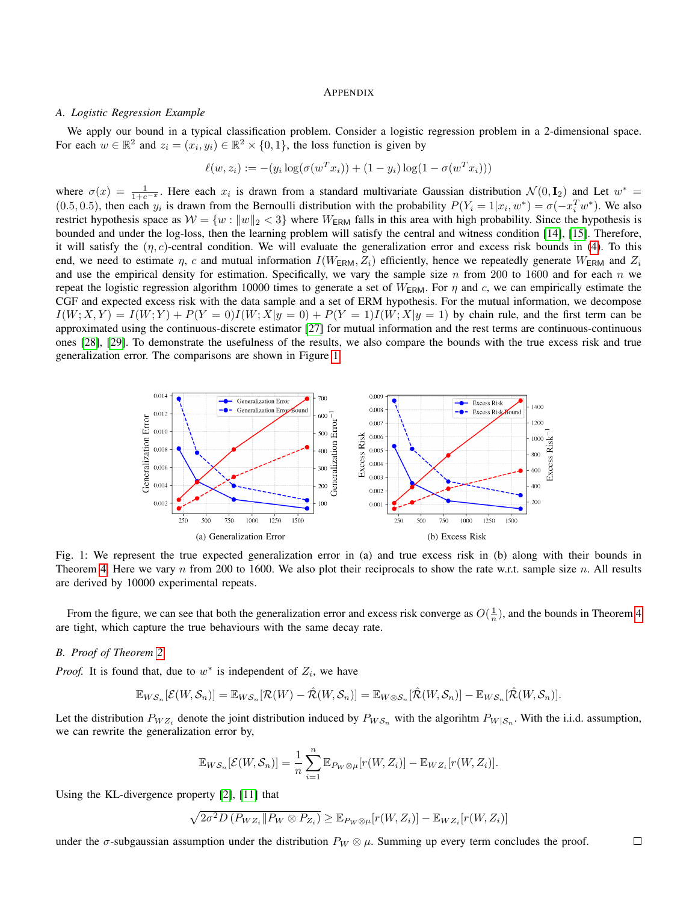## APPENDIX

### A. Logistic Regression Example

We apply our bound in a typical classification problem. Consider a logistic regression problem in a 2-dimensional space. For each $w \in \mathbb{R}^2$ and $z_i = (x_i, y_i) \in \mathbb{R}^2 \times \{0, 1\}$, the loss function is given by

$$\ell(w, z_i) := -(y_i \log(\sigma(w^T x_i)) + (1 - y_i)\log(1 - \sigma(w^T x_i)))$$

where $\sigma(x) = \frac{1}{1+e^{-x}}$. Here each $x_i$ is drawn from a standard multivariate Gaussian distribution $\mathcal{N}(0, \mathbf{I}_2)$ and Let $w^* = (0.5, 0.5)$, then each $y_i$ is drawn from the Bernoulli distribution with the probability $P(Y_i = 1|x_i, w^*) = \sigma(-x_i^T w^*)$. We also restrict hypothesis space as $\mathcal{W} = \{w : \|w\|_2 < 3\}$ where $W_{\mathsf{ERM}}$ falls in this area with high probability. Since the hypothesis is bounded and under the log-loss, then the learning problem will satisfy the central and witness condition [14], [15]. Therefore, it will satisfy the $(\eta, c)$-central condition. We will evaluate the generalization error and excess risk bounds in (4). To this end, we need to estimate $\eta$, $c$ and mutual information $I(W_{\mathsf{ERM}}, Z_i)$ efficiently, hence we repeatedly generate $W_{\mathsf{ERM}}$ and $Z_i$ and use the empirical density for estimation. Specifically, we vary the sample size $n$ from 200 to 1600 and for each $n$ we repeat the logistic regression algorithm 10000 times to generate a set of $W_{\mathsf{ERM}}$. For $\eta$ and $c$, we can empirically estimate the CGF and expected excess risk with the data sample and a set of ERM hypothesis. For the mutual information, we decompose $I(W; X, Y) = I(W; Y) + P(Y = 0)I(W; X|y = 0) + P(Y = 1)I(W; X|y = 1)$ by chain rule, and the first term can be approximated using the continuous-discrete estimator [27] for mutual information and the rest terms are continuous-continuous ones [28], [29]. To demonstrate the usefulness of the results, we also compare the bounds with the true excess risk and true generalization error. The comparisons are shown in Figure 1.

(a) Generalization Error

(b) Excess Risk

Fig. 1: We represent the true expected generalization error in (a) and true excess risk in (b) along with their bounds in Theorem 4. Here we vary $n$ from 200 to 1600. We also plot their reciprocals to show the rate w.r.t. sample size $n$. All results are derived by 10000 experimental repeats.

From the figure, we can see that both the generalization error and excess risk converge as $O(\frac{1}{n})$, and the bounds in Theorem 4 are tight, which capture the true behaviours with the same decay rate.

### B. Proof of Theorem 2

*Proof.* It is found that, due to $w^*$ is independent of $Z_i$, we have

$$\mathbb{E}_{W\mathcal{S}_n}[\mathcal{E}(W, \mathcal{S}_n)] = \mathbb{E}_{W\mathcal{S}_n}[\mathcal{R}(W) - \hat{\mathcal{R}}(W, \mathcal{S}_n)] = \mathbb{E}_{W \otimes \mathcal{S}_n}[\hat{\mathcal{R}}(W, \mathcal{S}_n)] - \mathbb{E}_{W\mathcal{S}_n}[\hat{\mathcal{R}}(W, \mathcal{S}_n)].$$

Let the distribution $P_{WZ_i}$ denote the joint distribution induced by $P_{W\mathcal{S}_n}$ with the algorihtm $P_{W|\mathcal{S}_n}$. With the i.i.d. assumption, we can rewrite the generalization error by,

$$\mathbb{E}_{W\mathcal{S}_n}[\mathcal{E}(W, \mathcal{S}_n)] = \frac{1}{n}\sum_{i=1}^{n} \mathbb{E}_{P_W \otimes \mu}[r(W, Z_i)] - \mathbb{E}_{WZ_i}[r(W, Z_i)].$$

Using the KL-divergence property [2], [11] that

$$\sqrt{2\sigma^2 D\left(P_{WZ_i} \| P_W \otimes P_{Z_i}\right)} \geq \mathbb{E}_{P_W \otimes \mu}[r(W, Z_i)] - \mathbb{E}_{WZ_i}[r(W, Z_i)]$$

under the $\sigma$-subgaussian assumption under the distribution $P_W \otimes \mu$. Summing up every term concludes the proof. □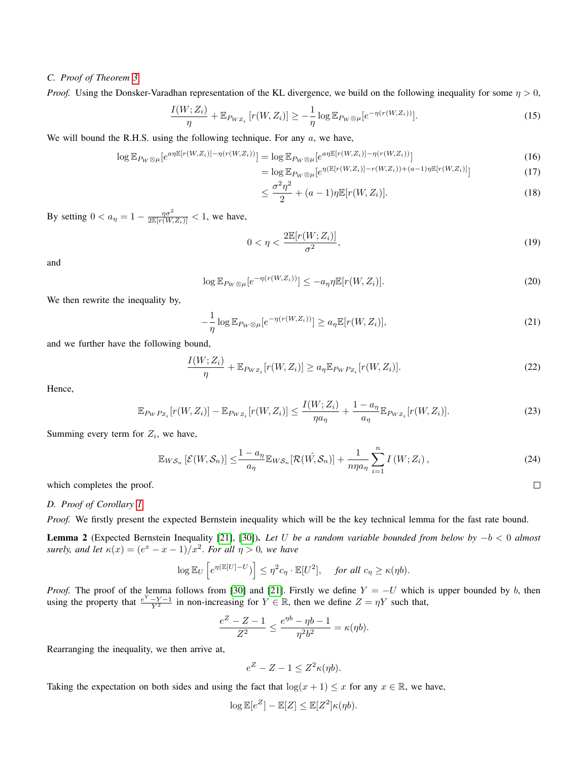### C. Proof of Theorem 3

*Proof.* Using the Donsker-Varadhan representation of the KL divergence, we build on the following inequality for some $\eta > 0$,

$$\frac{I(W;Z_i)}{\eta} + \mathbb{E}_{P_{WZ_i}}\left[r(W,Z_i)\right] \geq -\frac{1}{\eta}\log \mathbb{E}_{P_W\otimes\mu}[e^{-\eta(r(W,Z_i))}]. \tag{15}$$

We will bound the R.H.S. using the following technique. For any $a$, we have,

$$\log \mathbb{E}_{P_W\otimes\mu}[e^{a\eta\mathbb{E}[r(W,Z_i)]-\eta(r(W,Z_i))}] = \log \mathbb{E}_{P_W\otimes\mu}[e^{a\eta\mathbb{E}[r(W,Z_i)]-\eta(r(W,Z_i))}] \tag{16}$$

$$= \log \mathbb{E}_{P_W\otimes\mu}[e^{\eta(\mathbb{E}[r(W,Z_i)]-r(W,Z_i))+(a-1)\eta\mathbb{E}[r(W,Z_i)]}] \tag{17}$$

$$\leq \frac{\sigma^2\eta^2}{2} + (a-1)\eta\mathbb{E}[r(W,Z_i)]. \tag{18}$$

By setting $0 < a_\eta = 1 - \frac{\eta\sigma^2}{2\mathbb{E}[r(W,Z_i)]} < 1$, we have,

$$0 < \eta < \frac{2\mathbb{E}[r(W;Z_i)]}{\sigma^2}, \tag{19}$$

and

$$\log \mathbb{E}_{P_W\otimes\mu}[e^{-\eta(r(W,Z_i))}] \leq -a_\eta\eta\mathbb{E}[r(W,Z_i)]. \tag{20}$$

We then rewrite the inequality by,

$$-\frac{1}{\eta}\log \mathbb{E}_{P_W\otimes\mu}[e^{-\eta(r(W,Z_i))}] \geq a_\eta\mathbb{E}[r(W,Z_i)], \tag{21}$$

and we further have the following bound,

$$\frac{I(W;Z_i)}{\eta} + \mathbb{E}_{P_{WZ_i}}[r(W,Z_i)] \geq a_\eta\mathbb{E}_{P_WP_{Z_i}}[r(W,Z_i)]. \tag{22}$$

Hence,

$$\mathbb{E}_{P_WP_{Z_i}}[r(W,Z_i)] - \mathbb{E}_{P_{WZ_i}}[r(W,Z_i)] \leq \frac{I(W;Z_i)}{\eta a_\eta} + \frac{1-a_\eta}{a_\eta}\mathbb{E}_{P_{WZ_i}}[r(W,Z_i)]. \tag{23}$$

Summing every term for $Z_i$, we have,

$$\mathbb{E}_{W\mathcal{S}_n}\left[\mathcal{E}(W,\mathcal{S}_n)\right] \leq \frac{1-a_\eta}{a_\eta}\mathbb{E}_{W\mathcal{S}_n}[\mathcal{R}(\hat{W},\mathcal{S}_n)] + \frac{1}{n\eta a_\eta}\sum_{i=1}^{n} I\left(W;Z_i\right), \tag{24}$$

which completes the proof. ∎

### D. Proof of Corollary 1

*Proof.* We firstly present the expected Bernstein inequality which will be the key technical lemma for the fast rate bound.

**Lemma 2** (Expected Bernstein Inequality [21], [30]). *Let $U$ be a random variable bounded from below by $-b < 0$ almost surely, and let $\kappa(x) = (e^x - x - 1)/x^2$. For all $\eta > 0$, we have*

$$\log \mathbb{E}_U\left[e^{\eta(\mathbb{E}[U]-U)}\right] \leq \eta^2 c_\eta \cdot \mathbb{E}[U^2], \quad \textit{for all } c_\eta \geq \kappa(\eta b).$$

*Proof.* The proof of the lemma follows from [30] and [21]. Firstly we define $Y = -U$ which is upper bounded by $b$, then using the property that $\frac{e^Y - Y - 1}{Y^2}$ in non-increasing for $Y \in \mathbb{R}$, then we define $Z = \eta Y$ such that,

$$\frac{e^Z - Z - 1}{Z^2} \leq \frac{e^{\eta b} - \eta b - 1}{\eta^2 b^2} = \kappa(\eta b).$$

Rearranging the inequality, we then arrive at,

$$e^Z - Z - 1 \leq Z^2\kappa(\eta b).$$

Taking the expectation on both sides and using the fact that $\log(x+1) \leq x$ for any $x \in \mathbb{R}$, we have,

$$\log \mathbb{E}[e^Z] - \mathbb{E}[Z] \leq \mathbb{E}[Z^2]\kappa(\eta b).$$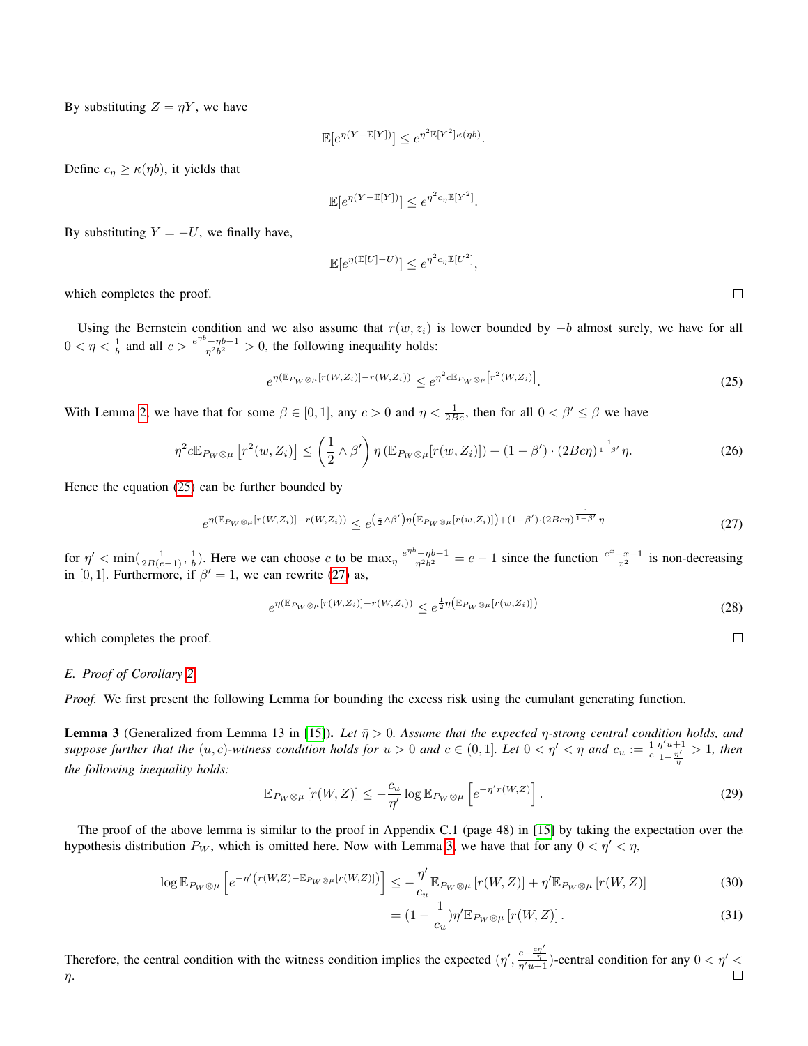By substituting $Z = \eta Y$, we have

$$\mathbb{E}[e^{\eta(Y-\mathbb{E}[Y])}] \leq e^{\eta^2 \mathbb{E}[Y^2]\kappa(\eta b)}.$$

Define $c_\eta \geq \kappa(\eta b)$, it yields that

$$\mathbb{E}[e^{\eta(Y-\mathbb{E}[Y])}] \leq e^{\eta^2 c_\eta \mathbb{E}[Y^2]}.$$

By substituting $Y = -U$, we finally have,

$$\mathbb{E}[e^{\eta(\mathbb{E}[U]-U)}] \leq e^{\eta^2 c_\eta \mathbb{E}[U^2]},$$

which completes the proof. ∎

Using the Bernstein condition and we also assume that $r(w, z_i)$ is lower bounded by $-b$ almost surely, we have for all $0 < \eta < \frac{1}{b}$ and all $c > \frac{e^{\eta b} - \eta b - 1}{\eta^2 b^2} > 0$, the following inequality holds:

$$e^{\eta(\mathbb{E}_{P_W \otimes \mu}[r(W,Z_i)] - r(W,Z_i))} \leq e^{\eta^2 c \mathbb{E}_{P_W \otimes \mu}\left[r^2(W,Z_i)\right]}. \tag{25}$$

With Lemma 2, we have that for some $\beta \in [0, 1]$, any $c > 0$ and $\eta < \frac{1}{2Bc}$, then for all $0 < \beta' \leq \beta$ we have

$$\eta^2 c \mathbb{E}_{P_W \otimes \mu}\left[r^2(w, Z_i)\right] \leq \left(\frac{1}{2} \wedge \beta'\right) \eta \left(\mathbb{E}_{P_W \otimes \mu}[r(w, Z_i)]\right) + (1-\beta') \cdot (2Bc\eta)^{\frac{1}{1-\beta'}} \eta. \tag{26}$$

Hence the equation (25) can be further bounded by

$$e^{\eta(\mathbb{E}_{P_W \otimes \mu}[r(W,Z_i)] - r(W,Z_i))} \leq e^{\left(\frac{1}{2} \wedge \beta'\right)\eta\left(\mathbb{E}_{P_W \otimes \mu}[r(w,Z_i)]\right) + (1-\beta') \cdot (2Bc\eta)^{\frac{1}{1-\beta'}} \eta} \tag{27}$$

for $\eta' < \min(\frac{1}{2B(e-1)}, \frac{1}{b})$. Here we can choose $c$ to be $\max_\eta \frac{e^{\eta b} - \eta b - 1}{\eta^2 b^2} = e - 1$ since the function $\frac{e^x - x - 1}{x^2}$ is non-decreasing in $[0, 1]$. Furthermore, if $\beta' = 1$, we can rewrite (27) as,

$$e^{\eta(\mathbb{E}_{P_W \otimes \mu}[r(W,Z_i)] - r(W,Z_i))} \leq e^{\frac{1}{2}\eta\left(\mathbb{E}_{P_W \otimes \mu}[r(w,Z_i)]\right)} \tag{28}$$

which completes the proof. ∎

### E. Proof of Corollary 2

*Proof.* We first present the following Lemma for bounding the excess risk using the cumulant generating function.

**Lemma 3** (Generalized from Lemma 13 in [15])**.** *Let $\bar{\eta} > 0$. Assume that the expected $\eta$-strong central condition holds, and suppose further that the $(u, c)$-witness condition holds for $u > 0$ and $c \in (0, 1]$. Let $0 < \eta' < \eta$ and $c_u := \frac{1}{c}\frac{\eta' u + 1}{1 - \frac{\eta'}{\eta}} > 1$, then the following inequality holds:*

$$\mathbb{E}_{P_W \otimes \mu}\left[r(W, Z)\right] \leq -\frac{c_u}{\eta'} \log \mathbb{E}_{P_W \otimes \mu}\left[e^{-\eta' r(W,Z)}\right]. \tag{29}$$

The proof of the above lemma is similar to the proof in Appendix C.1 (page 48) in [15] by taking the expectation over the hypothesis distribution $P_W$, which is omitted here. Now with Lemma 3, we have that for any $0 < \eta' < \eta$,

$$\log \mathbb{E}_{P_W \otimes \mu}\left[e^{-\eta'\left(r(W,Z) - \mathbb{E}_{P_W \otimes \mu}[r(W,Z)]\right)}\right] \leq -\frac{\eta'}{c_u}\mathbb{E}_{P_W \otimes \mu}\left[r(W, Z)\right] + \eta' \mathbb{E}_{P_W \otimes \mu}\left[r(W, Z)\right] \tag{30}$$

$$= (1 - \frac{1}{c_u})\eta' \mathbb{E}_{P_W \otimes \mu}\left[r(W, Z)\right]. \tag{31}$$

Therefore, the central condition with the witness condition implies the expected $(\eta', \frac{c - \frac{c\eta'}{\eta}}{\eta' u + 1})$-central condition for any $0 < \eta' < \eta$. ∎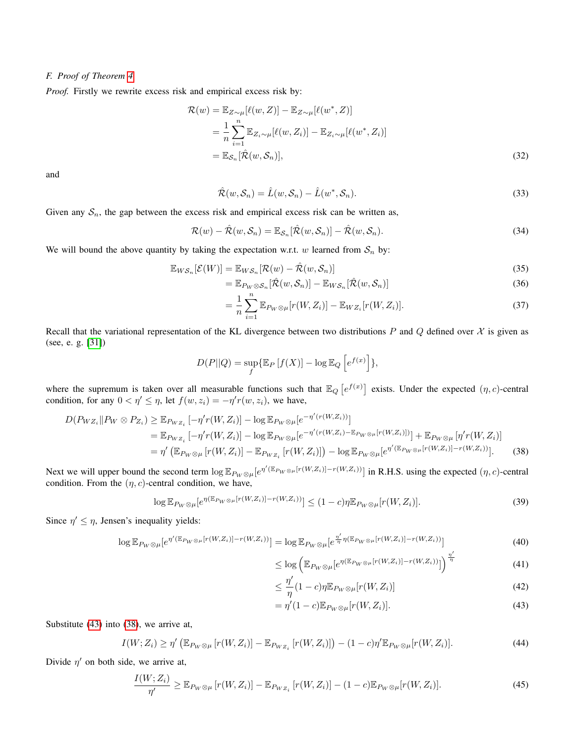### F. Proof of Theorem 4

*Proof.* Firstly we rewrite excess risk and empirical excess risk by:

$$
\begin{aligned}
\mathcal{R}(w) &= \mathbb{E}_{Z\sim\mu}[\ell(w,Z)] - \mathbb{E}_{Z\sim\mu}[\ell(w^*,Z)] \\
&= \frac{1}{n}\sum_{i=1}^{n}\mathbb{E}_{Z_i\sim\mu}[\ell(w,Z_i)] - \mathbb{E}_{Z_i\sim\mu}[\ell(w^*,Z_i)] \\
&= \mathbb{E}_{\mathcal{S}_n}[\hat{\mathcal{R}}(w,\mathcal{S}_n)],
\end{aligned} \tag{32}
$$

and

$$
\hat{\mathcal{R}}(w,\mathcal{S}_n) = \hat{L}(w,\mathcal{S}_n) - \hat{L}(w^*,\mathcal{S}_n). \tag{33}
$$

Given any $\mathcal{S}_n$, the gap between the excess risk and empirical excess risk can be written as,

$$
\mathcal{R}(w) - \hat{\mathcal{R}}(w,\mathcal{S}_n) = \mathbb{E}_{\mathcal{S}_n}[\hat{\mathcal{R}}(w,\mathcal{S}_n)] - \hat{\mathcal{R}}(w,\mathcal{S}_n). \tag{34}
$$

We will bound the above quantity by taking the expectation w.r.t. $w$ learned from $\mathcal{S}_n$ by:

$$
\begin{aligned}
\mathbb{E}_{W\mathcal{S}_n}[\mathcal{E}(W)] &= \mathbb{E}_{W\mathcal{S}_n}[\mathcal{R}(w) - \hat{\mathcal{R}}(w,\mathcal{S}_n)] & (35)\\
&= \mathbb{E}_{P_W\otimes\mathcal{S}_n}[\hat{\mathcal{R}}(w,\mathcal{S}_n)] - \mathbb{E}_{W\mathcal{S}_n}[\hat{\mathcal{R}}(w,\mathcal{S}_n)] & (36)\\
&= \frac{1}{n}\sum_{i=1}^{n}\mathbb{E}_{P_W\otimes\mu}[r(W,Z_i)] - \mathbb{E}_{WZ_i}[r(W,Z_i)]. & (37)
\end{aligned}
$$

Recall that the variational representation of the KL divergence between two distributions $P$ and $Q$ defined over $\mathcal{X}$ is given as (see, e. g. [31])

$$
D(P\|Q) = \sup_{f}\{\mathbb{E}_P\left[f(X)\right] - \log\mathbb{E}_Q\left[e^{f(x)}\right]\},
$$

where the supremum is taken over all measurable functions such that $\mathbb{E}_Q\left[e^{f(x)}\right]$ exists. Under the expected $(\eta,c)$-central condition, for any $0<\eta'\leq\eta$, let $f(w,z_i) = -\eta' r(w,z_i)$, we have,

$$
\begin{aligned}
D(P_{WZ_i}\|P_W\otimes P_{Z_i}) &\geq \mathbb{E}_{P_{WZ_i}}\left[-\eta' r(W,Z_i)\right] - \log\mathbb{E}_{P_W\otimes\mu}[e^{-\eta'(r(W,Z_i))}] \\
&= \mathbb{E}_{P_{WZ_i}}\left[-\eta' r(W,Z_i)\right] - \log\mathbb{E}_{P_W\otimes\mu}[e^{-\eta'(r(W,Z_i)-\mathbb{E}_{P_W\otimes\mu}[r(W,Z_i)])}] + \mathbb{E}_{P_W\otimes\mu}\left[\eta' r(W,Z_i)\right] \\
&= \eta'\left(\mathbb{E}_{P_W\otimes\mu}\left[r(W,Z_i)\right] - \mathbb{E}_{P_{WZ_i}}\left[r(W,Z_i)\right]\right) - \log\mathbb{E}_{P_W\otimes\mu}[e^{\eta'(\mathbb{E}_{P_W\otimes\mu}[r(W,Z_i)]-r(W,Z_i))}].
\end{aligned} \tag{38}
$$

Next we will upper bound the second term $\log\mathbb{E}_{P_W\otimes\mu}[e^{\eta'(\mathbb{E}_{P_W\otimes\mu}[r(W,Z_i)]-r(W,Z_i))}]$ in R.H.S. using the expected $(\eta,c)$-central condition. From the $(\eta,c)$-central condition, we have,

$$
\log\mathbb{E}_{P_W\otimes\mu}[e^{\eta(\mathbb{E}_{P_W\otimes\mu}[r(W,Z_i)]-r(W,Z_i))}] \leq (1-c)\eta\mathbb{E}_{P_W\otimes\mu}[r(W,Z_i)]. \tag{39}
$$

Since $\eta'\leq\eta$, Jensen's inequality yields:

$$
\begin{aligned}
\log\mathbb{E}_{P_W\otimes\mu}[e^{\eta'(\mathbb{E}_{P_W\otimes\mu}[r(W,Z_i)]-r(W,Z_i))}] &= \log\mathbb{E}_{P_W\otimes\mu}[e^{\frac{\eta'}{\eta}\eta(\mathbb{E}_{P_W\otimes\mu}[r(W,Z_i)]-r(W,Z_i))}] & (40)\\
&\leq \log\left(\mathbb{E}_{P_W\otimes\mu}[e^{\eta(\mathbb{E}_{P_W\otimes\mu}[r(W,Z_i)]-r(W,Z_i))}]\right)^{\frac{\eta'}{\eta}} & (41)\\
&\leq \frac{\eta'}{\eta}(1-c)\eta\mathbb{E}_{P_W\otimes\mu}[r(W,Z_i)] & (42)\\
&= \eta'(1-c)\mathbb{E}_{P_W\otimes\mu}[r(W,Z_i)]. & (43)
\end{aligned}
$$

Substitute (43) into (38), we arrive at,

$$
I(W;Z_i) \geq \eta'\left(\mathbb{E}_{P_W\otimes\mu}\left[r(W,Z_i)\right] - \mathbb{E}_{P_{WZ_i}}\left[r(W,Z_i)\right]\right) - (1-c)\eta'\mathbb{E}_{P_W\otimes\mu}[r(W,Z_i)]. \tag{44}
$$

Divide $\eta'$ on both side, we arrive at,

$$
\frac{I(W;Z_i)}{\eta'} \geq \mathbb{E}_{P_W\otimes\mu}\left[r(W,Z_i)\right] - \mathbb{E}_{P_{WZ_i}}\left[r(W,Z_i)\right] - (1-c)\mathbb{E}_{P_W\otimes\mu}[r(W,Z_i)]. \tag{45}
$$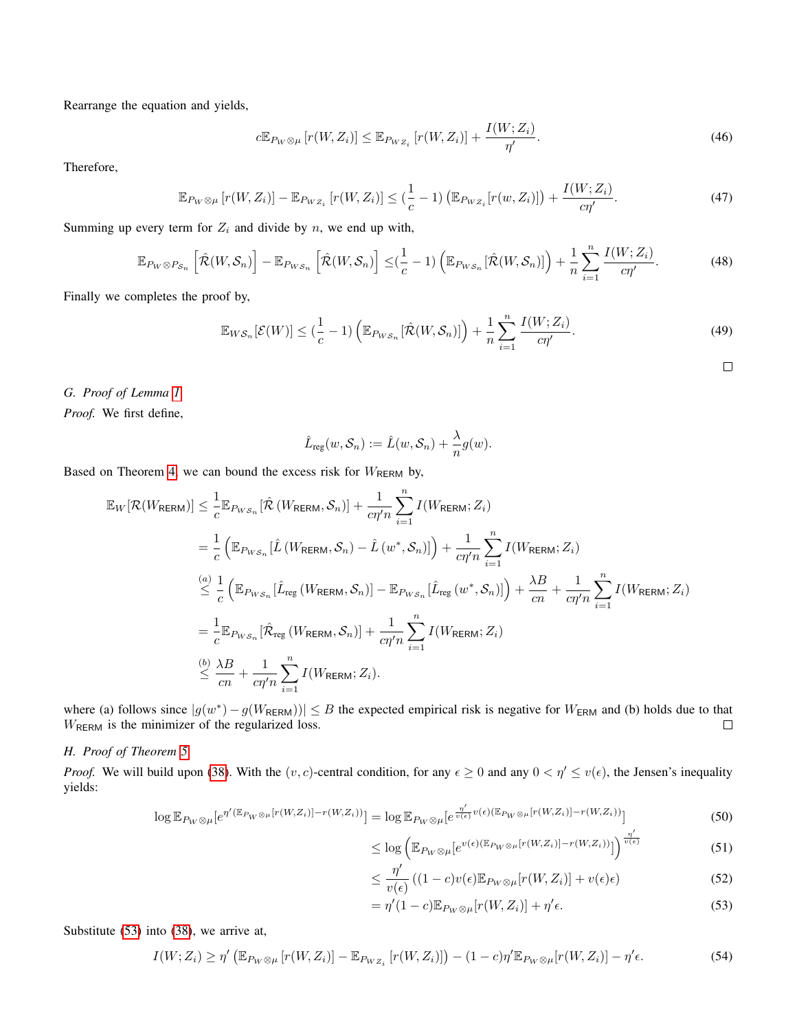Rearrange the equation and yields,

$$c\mathbb{E}_{P_W \otimes \mu}\left[r(W, Z_i)\right] \leq \mathbb{E}_{P_{WZ_i}}\left[r(W, Z_i)\right] + \frac{I(W; Z_i)}{\eta'}. \tag{46}$$

Therefore,

$$\mathbb{E}_{P_W \otimes \mu}\left[r(W, Z_i)\right] - \mathbb{E}_{P_{WZ_i}}\left[r(W, Z_i)\right] \leq \left(\frac{1}{c} - 1\right)\left(\mathbb{E}_{P_{WZ_i}}[r(w, Z_i)]\right) + \frac{I(W; Z_i)}{c\eta'}. \tag{47}$$

Summing up every term for $Z_i$ and divide by $n$, we end up with,

$$\mathbb{E}_{P_W \otimes P_{\mathcal{S}_n}}\left[\hat{\mathcal{R}}(W, \mathcal{S}_n)\right] - \mathbb{E}_{P_{W\mathcal{S}_n}}\left[\hat{\mathcal{R}}(W, \mathcal{S}_n)\right] \leq \left(\frac{1}{c} - 1\right)\left(\mathbb{E}_{P_{W\mathcal{S}_n}}[\hat{\mathcal{R}}(W, \mathcal{S}_n)]\right) + \frac{1}{n}\sum_{i=1}^{n}\frac{I(W; Z_i)}{c\eta'}. \tag{48}$$

Finally we completes the proof by,

$$\mathbb{E}_{W\mathcal{S}_n}[\mathcal{E}(W)] \leq \left(\frac{1}{c} - 1\right)\left(\mathbb{E}_{P_{W\mathcal{S}_n}}[\hat{\mathcal{R}}(W, \mathcal{S}_n)]\right) + \frac{1}{n}\sum_{i=1}^{n}\frac{I(W; Z_i)}{c\eta'}. \tag{49}$$

□

### G. Proof of Lemma 1

*Proof.* We first define,

$$\hat{L}_{\text{reg}}(w, \mathcal{S}_n) := \hat{L}(w, \mathcal{S}_n) + \frac{\lambda}{n}g(w).$$

Based on Theorem 4, we can bound the excess risk for $W_{\mathsf{RERM}}$ by,

$$\begin{aligned}
\mathbb{E}_W[\mathcal{R}(W_{\mathsf{RERM}})] &\leq \frac{1}{c}\mathbb{E}_{P_{W\mathcal{S}_n}}[\hat{\mathcal{R}}\left(W_{\mathsf{RERM}}, \mathcal{S}_n\right)] + \frac{1}{c\eta' n}\sum_{i=1}^{n} I(W_{\mathsf{RERM}}; Z_i) \\
&= \frac{1}{c}\left(\mathbb{E}_{P_{W\mathcal{S}_n}}[\hat{L}\left(W_{\mathsf{RERM}}, \mathcal{S}_n\right) - \hat{L}\left(w^*, \mathcal{S}_n\right)]\right) + \frac{1}{c\eta' n}\sum_{i=1}^{n} I(W_{\mathsf{RERM}}; Z_i) \\
&\overset{(a)}{\leq} \frac{1}{c}\left(\mathbb{E}_{P_{W\mathcal{S}_n}}[\hat{L}_{\text{reg}}\left(W_{\mathsf{RERM}}, \mathcal{S}_n\right)] - \mathbb{E}_{P_{W\mathcal{S}_n}}[\hat{L}_{\text{reg}}\left(w^*, \mathcal{S}_n\right)]\right) + \frac{\lambda B}{cn} + \frac{1}{c\eta' n}\sum_{i=1}^{n} I(W_{\mathsf{RERM}}; Z_i) \\
&= \frac{1}{c}\mathbb{E}_{P_{W\mathcal{S}_n}}[\hat{\mathcal{R}}_{\text{reg}}\left(W_{\mathsf{RERM}}, \mathcal{S}_n\right)] + \frac{1}{c\eta' n}\sum_{i=1}^{n} I(W_{\mathsf{RERM}}; Z_i) \\
&\overset{(b)}{\leq} \frac{\lambda B}{cn} + \frac{1}{c\eta' n}\sum_{i=1}^{n} I(W_{\mathsf{RERM}}; Z_i).
\end{aligned}$$

where (a) follows since $|g(w^*) - g(W_{\mathsf{RERM}}))| \leq B$ the expected empirical risk is negative for $W_{\mathsf{ERM}}$ and (b) holds due to that $W_{\mathsf{RERM}}$ is the minimizer of the regularized loss. □

### H. Proof of Theorem 5

*Proof.* We will build upon (38). With the $(v, c)$-central condition, for any $\epsilon \geq 0$ and any $0 < \eta' \leq v(\epsilon)$, the Jensen's inequality yields:

$$\log \mathbb{E}_{P_W \otimes \mu}[e^{\eta'(\mathbb{E}_{P_W \otimes \mu}[r(W, Z_i)] - r(W, Z_i))}] = \log \mathbb{E}_{P_W \otimes \mu}[e^{\frac{\eta'}{v(\epsilon)}v(\epsilon)(\mathbb{E}_{P_W \otimes \mu}[r(W, Z_i)] - r(W, Z_i))}] \tag{50}$$

$$\leq \log\left(\mathbb{E}_{P_W \otimes \mu}[e^{v(\epsilon)(\mathbb{E}_{P_W \otimes \mu}[r(W, Z_i)] - r(W, Z_i))}]\right)^{\frac{\eta'}{v(\epsilon)}} \tag{51}$$

$$\leq \frac{\eta'}{v(\epsilon)}\left((1 - c)v(\epsilon)\mathbb{E}_{P_W \otimes \mu}[r(W, Z_i)] + v(\epsilon)\epsilon\right) \tag{52}$$

$$= \eta'(1 - c)\mathbb{E}_{P_W \otimes \mu}[r(W, Z_i)] + \eta'\epsilon. \tag{53}$$

Substitute (53) into (38), we arrive at,

$$I(W; Z_i) \geq \eta'\left(\mathbb{E}_{P_W \otimes \mu}\left[r(W, Z_i)\right] - \mathbb{E}_{P_{WZ_i}}\left[r(W, Z_i)\right]\right) - (1 - c)\eta'\mathbb{E}_{P_W \otimes \mu}[r(W, Z_i)] - \eta'\epsilon. \tag{54}$$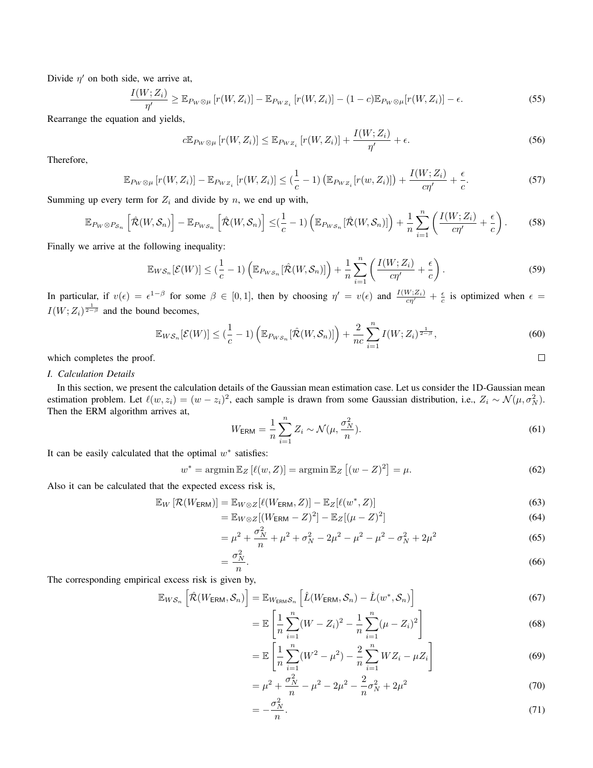Divide $\eta'$ on both side, we arrive at,

$$\frac{I(W;Z_i)}{\eta'} \geq \mathbb{E}_{P_W \otimes \mu}\left[r(W,Z_i)\right] - \mathbb{E}_{P_{WZ_i}}\left[r(W,Z_i)\right] - (1-c)\mathbb{E}_{P_W\otimes\mu}[r(W,Z_i)] - \epsilon. \tag{55}$$

Rearrange the equation and yields,

$$c\mathbb{E}_{P_W\otimes\mu}\left[r(W,Z_i)\right] \leq \mathbb{E}_{P_{WZ_i}}\left[r(W,Z_i)\right] + \frac{I(W;Z_i)}{\eta'} + \epsilon. \tag{56}$$

Therefore,

$$\mathbb{E}_{P_W\otimes\mu}\left[r(W,Z_i)\right] - \mathbb{E}_{P_{WZ_i}}\left[r(W,Z_i)\right] \leq (\frac{1}{c}-1)\left(\mathbb{E}_{P_{WZ_i}}[r(w,Z_i)]\right) + \frac{I(W;Z_i)}{c\eta'} + \frac{\epsilon}{c}. \tag{57}$$

Summing up every term for $Z_i$ and divide by $n$, we end up with,

$$\mathbb{E}_{P_W\otimes P_{\mathcal{S}_n}}\left[\hat{\mathcal{R}}(W,\mathcal{S}_n)\right] - \mathbb{E}_{P_{W\mathcal{S}_n}}\left[\hat{\mathcal{R}}(W,\mathcal{S}_n)\right] \leq (\frac{1}{c}-1)\left(\mathbb{E}_{P_{W\mathcal{S}_n}}[\hat{\mathcal{R}}(W,\mathcal{S}_n)]\right) + \frac{1}{n}\sum_{i=1}^{n}\left(\frac{I(W;Z_i)}{c\eta'} + \frac{\epsilon}{c}\right). \tag{58}$$

Finally we arrive at the following inequality:

$$\mathbb{E}_{W\mathcal{S}_n}[\mathcal{E}(W)] \leq (\frac{1}{c}-1)\left(\mathbb{E}_{P_{W\mathcal{S}_n}}[\hat{\mathcal{R}}(W,\mathcal{S}_n)]\right) + \frac{1}{n}\sum_{i=1}^{n}\left(\frac{I(W;Z_i)}{c\eta'} + \frac{\epsilon}{c}\right). \tag{59}$$

In particular, if $v(\epsilon) = \epsilon^{1-\beta}$ for some $\beta \in [0,1]$, then by choosing $\eta' = v(\epsilon)$ and $\frac{I(W;Z_i)}{c\eta'} + \frac{\epsilon}{c}$ is optimized when $\epsilon = I(W;Z_i)^{\frac{1}{2-\beta}}$ and the bound becomes,

$$\mathbb{E}_{W\mathcal{S}_n}[\mathcal{E}(W)] \leq (\frac{1}{c}-1)\left(\mathbb{E}_{P_{W\mathcal{S}_n}}[\hat{\mathcal{R}}(W,\mathcal{S}_n)]\right) + \frac{2}{nc}\sum_{i=1}^{n} I(W;Z_i)^{\frac{1}{2-\beta}}, \tag{60}$$

which completes the proof. □

### I. Calculation Details

In this section, we present the calculation details of the Gaussian mean estimation case. Let us consider the 1D-Gaussian mean estimation problem. Let $\ell(w,z_i) = (w-z_i)^2$, each sample is drawn from some Gaussian distribution, i.e., $Z_i \sim \mathcal{N}(\mu, \sigma_N^2)$. Then the ERM algorithm arrives at,

$$W_{\mathsf{ERM}} = \frac{1}{n}\sum_{i=1}^{n} Z_i \sim \mathcal{N}(\mu, \frac{\sigma_N^2}{n}). \tag{61}$$

It can be easily calculated that the optimal $w^*$ satisfies:

$$w^* = \operatorname{argmin} \mathbb{E}_Z\left[\ell(w,Z)\right] = \operatorname{argmin} \mathbb{E}_Z\left[(w-Z)^2\right] = \mu. \tag{62}$$

Also it can be calculated that the expected excess risk is,

$$\mathbb{E}_W\left[\mathcal{R}(W_{\mathsf{ERM}})\right] = \mathbb{E}_{W\otimes Z}[\ell(W_{\mathsf{ERM}}, Z)] - \mathbb{E}_Z[\ell(w^*, Z)] \tag{63}$$

$$= \mathbb{E}_{W\otimes Z}[(W_{\mathsf{ERM}} - Z)^2] - \mathbb{E}_Z[(\mu - Z)^2] \tag{64}$$

$$= \mu^2 + \frac{\sigma_N^2}{n} + \mu^2 + \sigma_N^2 - 2\mu^2 - \mu^2 - \mu^2 - \sigma_N^2 + 2\mu^2 \tag{65}$$

$$= \frac{\sigma_N^2}{n}. \tag{66}$$

The corresponding empirical excess risk is given by,

$$\mathbb{E}_{W\mathcal{S}_n}\left[\hat{\mathcal{R}}(W_{\mathsf{ERM}}, \mathcal{S}_n)\right] = \mathbb{E}_{W_{\mathsf{ERM}}\mathcal{S}_n}\left[\hat{L}(W_{\mathsf{ERM}}, \mathcal{S}_n) - \hat{L}(w^*, \mathcal{S}_n)\right] \tag{67}$$

$$= \mathbb{E}\left[\frac{1}{n}\sum_{i=1}^{n}(W - Z_i)^2 - \frac{1}{n}\sum_{i=1}^{n}(\mu - Z_i)^2\right] \tag{68}$$

$$= \mathbb{E}\left[\frac{1}{n}\sum_{i=1}^{n}(W^2 - \mu^2) - \frac{2}{n}\sum_{i=1}^{n} WZ_i - \mu Z_i\right] \tag{69}$$

$$= \mu^2 + \frac{\sigma_N^2}{n} - \mu^2 - 2\mu^2 - \frac{2}{n}\sigma_N^2 + 2\mu^2 \tag{70}$$

$$= -\frac{\sigma_N^2}{n}. \tag{71}$$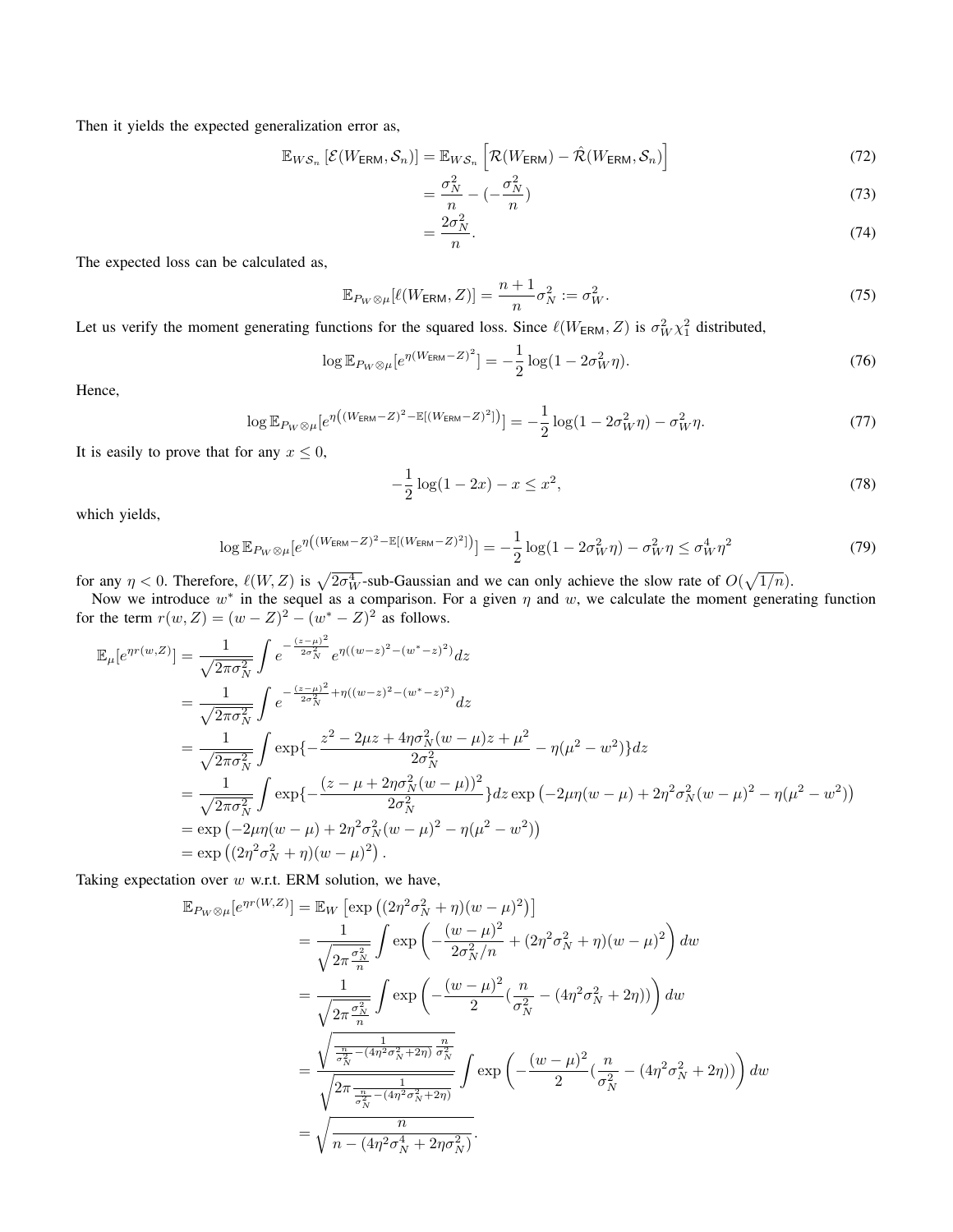Then it yields the expected generalization error as,

$$\mathbb{E}_{W\mathcal{S}_n}\left[\mathcal{E}(W_{\mathsf{ERM}},\mathcal{S}_n)\right] = \mathbb{E}_{W\mathcal{S}_n}\left[\mathcal{R}(W_{\mathsf{ERM}}) - \hat{\mathcal{R}}(W_{\mathsf{ERM}},\mathcal{S}_n)\right] \tag{72}$$

$$= \frac{\sigma_N^2}{n} - (-\frac{\sigma_N^2}{n}) \tag{73}$$

$$= \frac{2\sigma_N^2}{n}. \tag{74}$$

The expected loss can be calculated as,

$$\mathbb{E}_{P_W\otimes\mu}[\ell(W_{\mathsf{ERM}},Z)] = \frac{n+1}{n}\sigma_N^2 := \sigma_W^2. \tag{75}$$

Let us verify the moment generating functions for the squared loss. Since $\ell(W_{\mathsf{ERM}},Z)$ is $\sigma_W^2\chi_1^2$ distributed,

$$\log \mathbb{E}_{P_W\otimes\mu}[e^{\eta(W_{\mathsf{ERM}}-Z)^2}] = -\frac{1}{2}\log(1-2\sigma_W^2\eta). \tag{76}$$

Hence,

$$\log \mathbb{E}_{P_W\otimes\mu}[e^{\eta\left((W_{\mathsf{ERM}}-Z)^2-\mathbb{E}[(W_{\mathsf{ERM}}-Z)^2]\right)}] = -\frac{1}{2}\log(1-2\sigma_W^2\eta) - \sigma_W^2\eta. \tag{77}$$

It is easily to prove that for any $x\leq 0$,

$$-\frac{1}{2}\log(1-2x) - x \leq x^2, \tag{78}$$

which yields,

$$\log \mathbb{E}_{P_W\otimes\mu}[e^{\eta\left((W_{\mathsf{ERM}}-Z)^2-\mathbb{E}[(W_{\mathsf{ERM}}-Z)^2]\right)}] = -\frac{1}{2}\log(1-2\sigma_W^2\eta) - \sigma_W^2\eta \leq \sigma_W^4\eta^2 \tag{79}$$

for any $\eta < 0$. Therefore, $\ell(W,Z)$ is $\sqrt{2\sigma_W^4}$-sub-Gaussian and we can only achieve the slow rate of $O(\sqrt{1/n})$.

Now we introduce $w^*$ in the sequel as a comparison. For a given $\eta$ and $w$, we calculate the moment generating function for the term $r(w,Z) = (w-Z)^2 - (w^*-Z)^2$ as follows.

$$\begin{aligned}
\mathbb{E}_\mu[e^{\eta r(w,Z)}] &= \frac{1}{\sqrt{2\pi\sigma_N^2}}\int e^{-\frac{(z-\mu)^2}{2\sigma_N^2}} e^{\eta((w-z)^2-(w^*-z)^2)}dz \\
&= \frac{1}{\sqrt{2\pi\sigma_N^2}}\int e^{-\frac{(z-\mu)^2}{2\sigma_N^2}+\eta((w-z)^2-(w^*-z)^2)}dz \\
&= \frac{1}{\sqrt{2\pi\sigma_N^2}}\int \exp\{-\frac{z^2-2\mu z+4\eta\sigma_N^2(w-\mu)z+\mu^2}{2\sigma_N^2} - \eta(\mu^2-w^2)\}dz \\
&= \frac{1}{\sqrt{2\pi\sigma_N^2}}\int \exp\{-\frac{(z-\mu+2\eta\sigma_N^2(w-\mu))^2}{2\sigma_N^2}\}dz\,\exp\left(-2\mu\eta(w-\mu)+2\eta^2\sigma_N^2(w-\mu)^2-\eta(\mu^2-w^2)\right) \\
&= \exp\left(-2\mu\eta(w-\mu)+2\eta^2\sigma_N^2(w-\mu)^2-\eta(\mu^2-w^2)\right) \\
&= \exp\left((2\eta^2\sigma_N^2+\eta)(w-\mu)^2\right).
\end{aligned}$$

Taking expectation over $w$ w.r.t. ERM solution, we have,

$$\begin{aligned}
\mathbb{E}_{P_W\otimes\mu}[e^{\eta r(W,Z)}] &= \mathbb{E}_W\left[\exp\left((2\eta^2\sigma_N^2+\eta)(w-\mu)^2\right)\right] \\
&= \frac{1}{\sqrt{2\pi\frac{\sigma_N^2}{n}}}\int \exp\left(-\frac{(w-\mu)^2}{2\sigma_N^2/n} + (2\eta^2\sigma_N^2+\eta)(w-\mu)^2\right)dw \\
&= \frac{1}{\sqrt{2\pi\frac{\sigma_N^2}{n}}}\int \exp\left(-\frac{(w-\mu)^2}{2}(\frac{n}{\sigma_N^2}-(4\eta^2\sigma_N^2+2\eta))\right)dw \\
&= \frac{\sqrt{\frac{1}{\frac{n}{\sigma_N^2}-(4\eta^2\sigma_N^2+2\eta)}\frac{n}{\sigma_N^2}}}{\sqrt{2\pi\frac{1}{\frac{n}{\sigma_N^2}-(4\eta^2\sigma_N^2+2\eta)}}}\int \exp\left(-\frac{(w-\mu)^2}{2}(\frac{n}{\sigma_N^2}-(4\eta^2\sigma_N^2+2\eta))\right)dw \\
&= \sqrt{\frac{n}{n-(4\eta^2\sigma_N^4+2\eta\sigma_N^2)}}.
\end{aligned}$$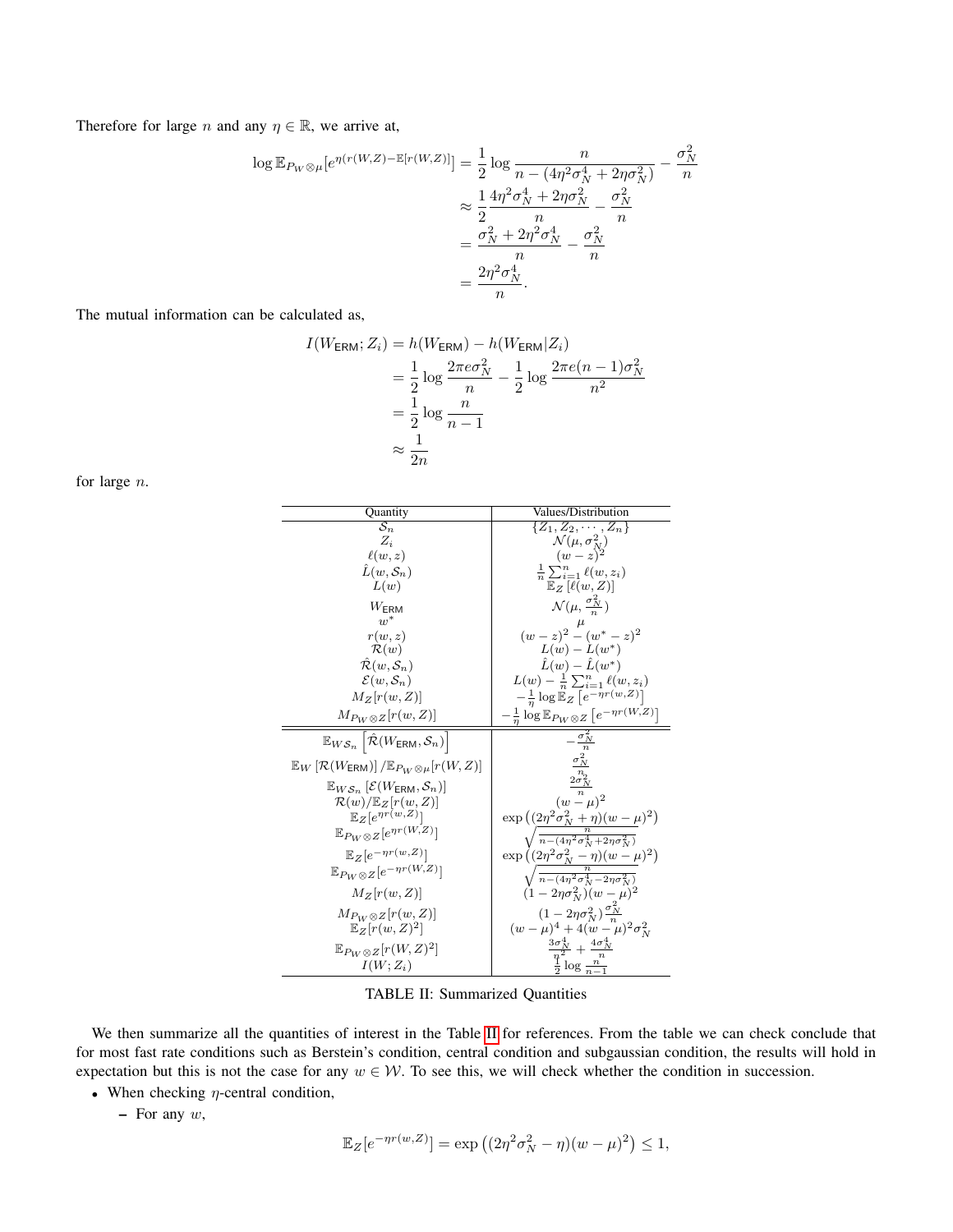Therefore for large $n$ and any $\eta \in \mathbb{R}$, we arrive at,

$$
\begin{aligned}
\log \mathbb{E}_{P_W \otimes \mu}[e^{\eta(r(W,Z)-\mathbb{E}[r(W,Z)]}] &= \frac{1}{2}\log\frac{n}{n-(4\eta^2\sigma_N^4+2\eta\sigma_N^2)} - \frac{\sigma_N^2}{n} \\
&\approx \frac{1}{2}\frac{4\eta^2\sigma_N^4+2\eta\sigma_N^2}{n} - \frac{\sigma_N^2}{n} \\
&= \frac{\sigma_N^2+2\eta^2\sigma_N^4}{n} - \frac{\sigma_N^2}{n} \\
&= \frac{2\eta^2\sigma_N^4}{n}.
\end{aligned}
$$

The mutual information can be calculated as,

$$
\begin{aligned}
I(W_{\mathsf{ERM}}; Z_i) &= h(W_{\mathsf{ERM}}) - h(W_{\mathsf{ERM}}|Z_i) \\
&= \frac{1}{2}\log\frac{2\pi e\sigma_N^2}{n} - \frac{1}{2}\log\frac{2\pi e(n-1)\sigma_N^2}{n^2} \\
&= \frac{1}{2}\log\frac{n}{n-1} \\
&\approx \frac{1}{2n}
\end{aligned}
$$

for large $n$.

| Quantity | Values/Distribution |
|---|---|
| $\mathcal{S}_n$ | $\{Z_1, Z_2, \cdots, Z_n\}$ |
| $Z_i$ | $\mathcal{N}(\mu, \sigma_N^2)$ |
| $\ell(w,z)$ | $(w-z)^2$ |
| $\hat{L}(w,\mathcal{S}_n)$ | $\frac{1}{n}\sum_{i=1}^n \ell(w,z_i)$ |
| $L(w)$ | $\mathbb{E}_Z[\ell(w,Z)]$ |
| $W_{\mathsf{ERM}}$ | $\mathcal{N}(\mu, \frac{\sigma_N^2}{n})$ |
| $w^*$ | $\mu$ |
| $r(w,z)$ | $(w-z)^2-(w^*-z)^2$ |
| $\mathcal{R}(w)$ | $L(w)-L(w^*)$ |
| $\hat{\mathcal{R}}(w,\mathcal{S}_n)$ | $\hat{L}(w)-\hat{L}(w^*)$ |
| $\mathcal{E}(w,\mathcal{S}_n)$ | $L(w)-\frac{1}{n}\sum_{i=1}^n \ell(w,z_i)$ |
| $M_Z[r(w,Z)]$ | $-\frac{1}{\eta}\log\mathbb{E}_Z\left[e^{-\eta r(w,Z)}\right]$ |
| $M_{P_W\otimes Z}[r(w,Z)]$ | $-\frac{1}{\eta}\log\mathbb{E}_{P_W\otimes Z}\left[e^{-\eta r(W,Z)}\right]$ |
| $\mathbb{E}_{W\mathcal{S}_n}\left[\hat{\mathcal{R}}(W_{\mathsf{ERM}},\mathcal{S}_n)\right]$ | $-\frac{\sigma_N^2}{n}$ |
| $\mathbb{E}_W\left[\mathcal{R}(W_{\mathsf{ERM}})\right]/\mathbb{E}_{P_W\otimes\mu}[r(W,Z)]$ | $\frac{\sigma_N^2}{n}$ |
| $\mathbb{E}_{W\mathcal{S}_n}\left[\mathcal{E}(W_{\mathsf{ERM}},\mathcal{S}_n)\right]$ | $\frac{2\sigma_N^2}{n}$ |
| $\mathcal{R}(w)/\mathbb{E}_Z[r(w,Z)]$ | $(w-\mu)^2$ |
| $\mathbb{E}_Z[e^{\eta r(w,Z)}]$ | $\exp\left((2\eta^2\sigma_N^2+\eta)(w-\mu)^2\right)$ |
| $\mathbb{E}_{P_W\otimes Z}[e^{\eta r(W,Z)}]$ | $\sqrt{\frac{n}{n-(4\eta^2\sigma_N^4+2\eta\sigma_N^2)}}$ |
| $\mathbb{E}_Z[e^{-\eta r(w,Z)}]$ | $\exp\left((2\eta^2\sigma_N^2-\eta)(w-\mu)^2\right)$ |
| $\mathbb{E}_{P_W\otimes Z}[e^{-\eta r(W,Z)}]$ | $\sqrt{\frac{n}{n-(4\eta^2\sigma_N^4-2\eta\sigma_N^2)}}$ |
| $M_Z[r(w,Z)]$ | $(1-2\eta\sigma_N^2)(w-\mu)^2$ |
| $M_{P_W\otimes Z}[r(w,Z)]$ | $(1-2\eta\sigma_N^2)\frac{\sigma_N^2}{n}$ |
| $\mathbb{E}_Z[r(w,Z)^2]$ | $(w-\mu)^4+4(w-\mu)^2\sigma_N^2$ |
| $\mathbb{E}_{P_W\otimes Z}[r(W,Z)^2]$ | $\frac{3\sigma_N^4}{n^2}+\frac{4\sigma_N^4}{n}$ |
| $I(W;Z_i)$ | $\frac{1}{2}\log\frac{n}{n-1}$ |

TABLE II: Summarized Quantities

We then summarize all the quantities of interest in the Table II for references. From the table we can check conclude that for most fast rate conditions such as Berstein's condition, central condition and subgaussian condition, the results will hold in expectation but this is not the case for any $w \in \mathcal{W}$. To see this, we will check whether the condition in succession.

- When checking $\eta$-central condition,
  - For any $w$,

$$
\mathbb{E}_Z[e^{-\eta r(w,Z)}] = \exp\left((2\eta^2\sigma_N^2-\eta)(w-\mu)^2\right) \leq 1,
$$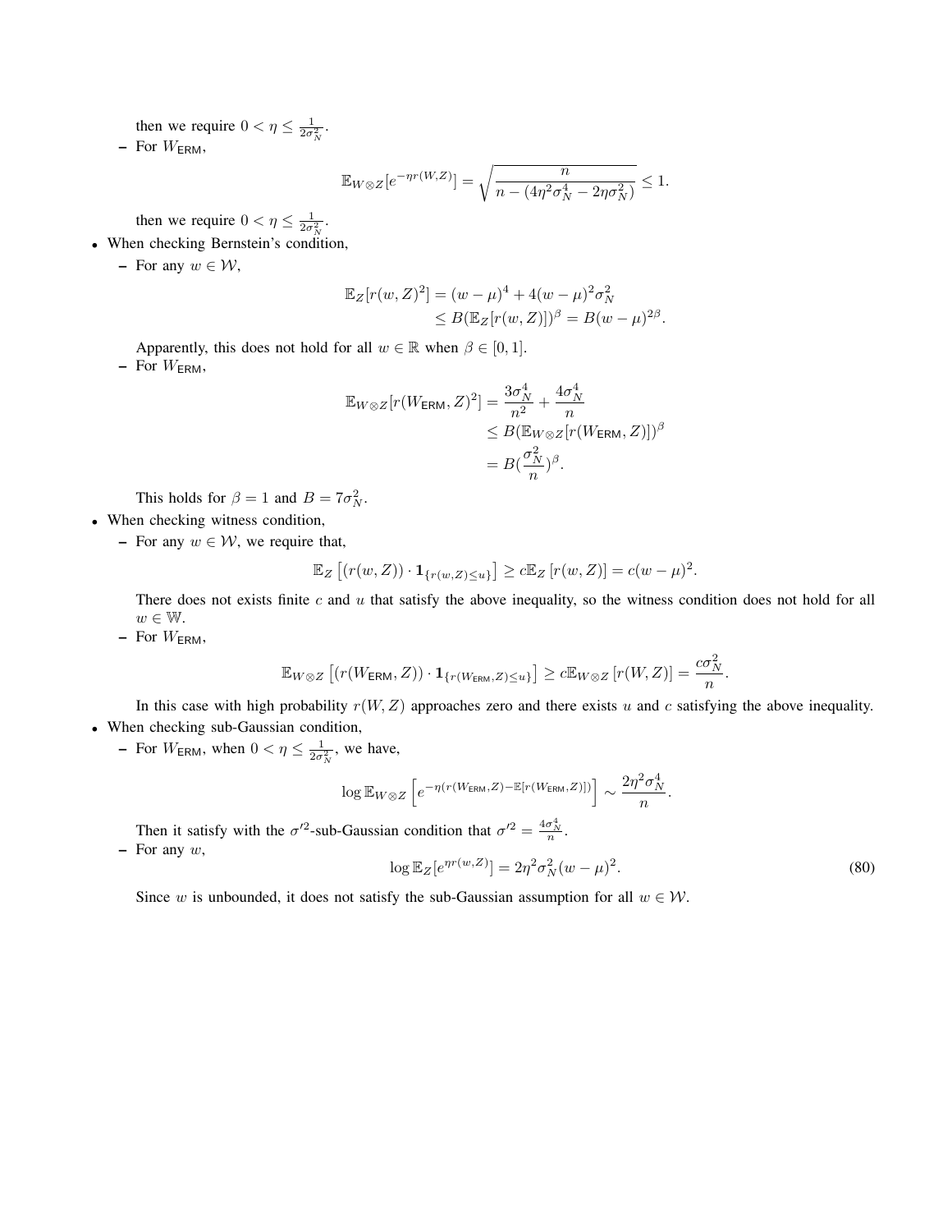then we require $0 < \eta \leq \frac{1}{2\sigma_N^2}$.

- For $W_{\mathsf{ERM}}$,

$$
\mathbb{E}_{W\otimes Z}[e^{-\eta r(W,Z)}] = \sqrt{\frac{n}{n - (4\eta^2\sigma_N^4 - 2\eta\sigma_N^2)}} \leq 1.
$$

then we require $0 < \eta \leq \frac{1}{2\sigma_N^2}$.

- When checking Bernstein's condition,
  - For any $w \in \mathcal{W}$,

$$
\begin{aligned}
\mathbb{E}_Z[r(w,Z)^2] &= (w-\mu)^4 + 4(w-\mu)^2\sigma_N^2 \\
&\leq B(\mathbb{E}_Z[r(w,Z)])^\beta = B(w-\mu)^{2\beta}.
\end{aligned}
$$

  Apparently, this does not hold for all $w \in \mathbb{R}$ when $\beta \in [0,1]$.

  - For $W_{\mathsf{ERM}}$,

$$
\begin{aligned}
\mathbb{E}_{W\otimes Z}[r(W_{\mathsf{ERM}},Z)^2] &= \frac{3\sigma_N^4}{n^2} + \frac{4\sigma_N^4}{n} \\
&\leq B(\mathbb{E}_{W\otimes Z}[r(W_{\mathsf{ERM}},Z)])^\beta \\
&= B(\frac{\sigma_N^2}{n})^\beta.
\end{aligned}
$$

  This holds for $\beta = 1$ and $B = 7\sigma_N^2$.

- When checking witness condition,
  - For any $w \in \mathcal{W}$, we require that,

$$
\mathbb{E}_Z\left[(r(w,Z)) \cdot \mathbf{1}_{\{r(w,Z)\leq u\}}\right] \geq c\mathbb{E}_Z\left[r(w,Z)\right] = c(w-\mu)^2.
$$

  There does not exists finite $c$ and $u$ that satisfy the above inequality, so the witness condition does not hold for all $w \in \mathbb{W}$.

  - For $W_{\mathsf{ERM}}$,

$$
\mathbb{E}_{W\otimes Z}\left[(r(W_{\mathsf{ERM}},Z)) \cdot \mathbf{1}_{\{r(W_{\mathsf{ERM}},Z)\leq u\}}\right] \geq c\mathbb{E}_{W\otimes Z}\left[r(W,Z)\right] = \frac{c\sigma_N^2}{n}.
$$

  In this case with high probability $r(W,Z)$ approaches zero and there exists $u$ and $c$ satisfying the above inequality.

- When checking sub-Gaussian condition,
  - For $W_{\mathsf{ERM}}$, when $0 < \eta \leq \frac{1}{2\sigma_N^2}$, we have,

$$
\log \mathbb{E}_{W\otimes Z}\left[e^{-\eta(r(W_{\mathsf{ERM}},Z)-\mathbb{E}[r(W_{\mathsf{ERM}},Z)])}\right] \sim \frac{2\eta^2\sigma_N^4}{n}.
$$

  Then it satisfy with the $\sigma'^2$-sub-Gaussian condition that $\sigma'^2 = \frac{4\sigma_N^4}{n}$.

  - For any $w$,

$$
\log \mathbb{E}_Z[e^{\eta r(w,Z)}] = 2\eta^2\sigma_N^2(w-\mu)^2. \tag{80}
$$

  Since $w$ is unbounded, it does not satisfy the sub-Gaussian assumption for all $w \in \mathcal{W}$.